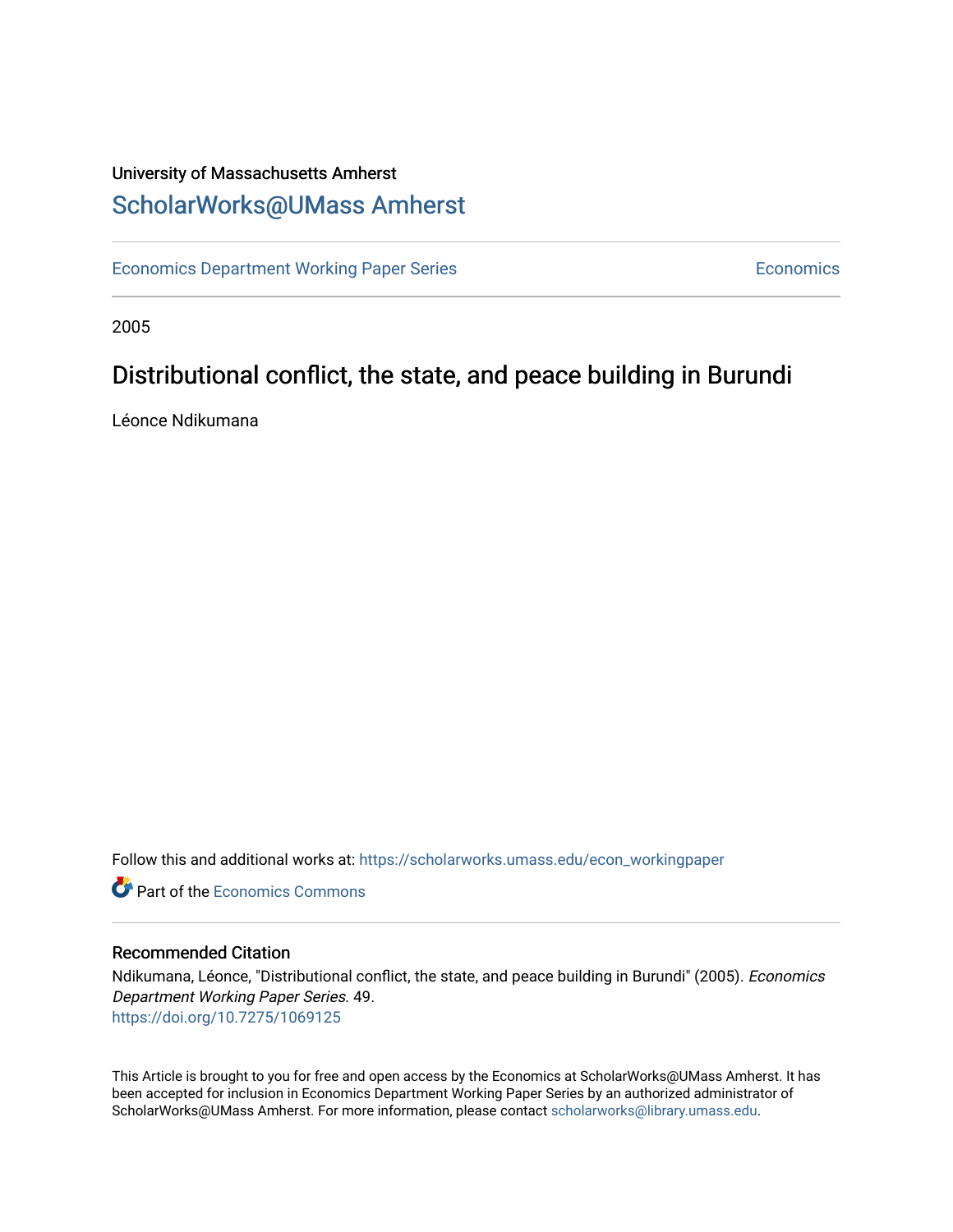University of Massachusetts Amherst

# ScholarWorks@UMass Amherst

Economics Department Working Paper Series | Economics

2005

# Distributional conflict, the state, and peace building in Burundi

Léonce Ndikumana

Follow this and additional works at: https://scholarworks.umass.edu/econ_workingpaper

Part of the Economics Commons

## Recommended Citation

Ndikumana, Léonce, "Distributional conflict, the state, and peace building in Burundi" (2005). *Economics Department Working Paper Series*. 49.
https://doi.org/10.7275/1069125

This Article is brought to you for free and open access by the Economics at ScholarWorks@UMass Amherst. It has been accepted for inclusion in Economics Department Working Paper Series by an authorized administrator of ScholarWorks@UMass Amherst. For more information, please contact scholarworks@library.umass.edu.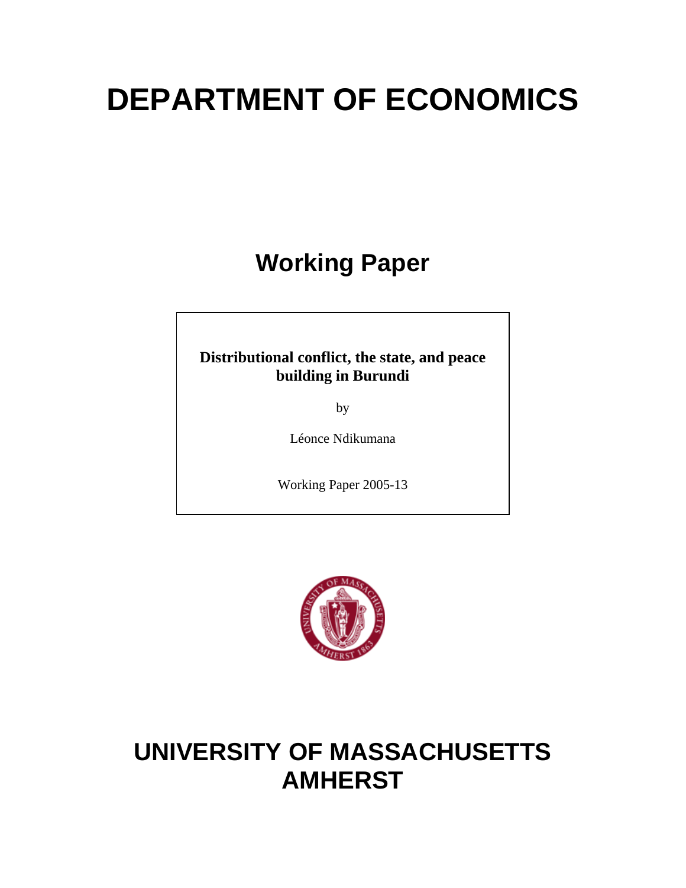# DEPARTMENT OF ECONOMICS

## Working Paper

**Distributional conflict, the state, and peace building in Burundi**

by

Léonce Ndikumana

Working Paper 2005-13

# UNIVERSITY OF MASSACHUSETTS AMHERST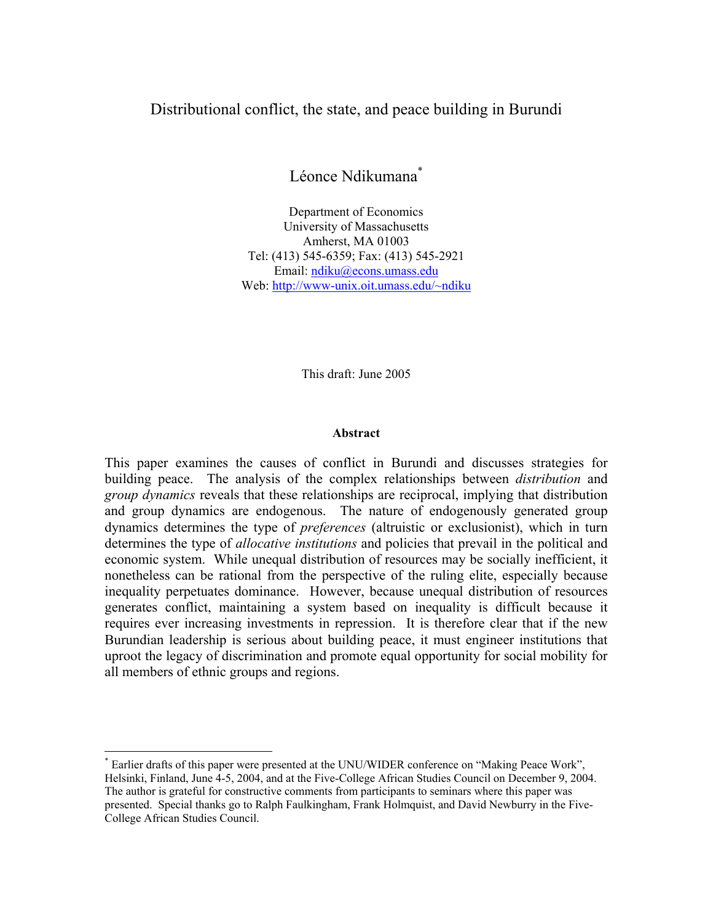# Distributional conflict, the state, and peace building in Burundi

Léonce Ndikumana*

Department of Economics  
University of Massachusetts  
Amherst, MA 01003  
Tel: (413) 545-6359; Fax: (413) 545-2921  
Email: ndiku@econs.umass.edu  
Web: http://www-unix.oit.umass.edu/~ndiku

This draft: June 2005

**Abstract**

This paper examines the causes of conflict in Burundi and discusses strategies for building peace. The analysis of the complex relationships between *distribution* and *group dynamics* reveals that these relationships are reciprocal, implying that distribution and group dynamics are endogenous. The nature of endogenously generated group dynamics determines the type of *preferences* (altruistic or exclusionist), which in turn determines the type of *allocative institutions* and policies that prevail in the political and economic system. While unequal distribution of resources may be socially inefficient, it nonetheless can be rational from the perspective of the ruling elite, especially because inequality perpetuates dominance. However, because unequal distribution of resources generates conflict, maintaining a system based on inequality is difficult because it requires ever increasing investments in repression. It is therefore clear that if the new Burundian leadership is serious about building peace, it must engineer institutions that uproot the legacy of discrimination and promote equal opportunity for social mobility for all members of ethnic groups and regions.

* Earlier drafts of this paper were presented at the UNU/WIDER conference on "Making Peace Work", Helsinki, Finland, June 4-5, 2004, and at the Five-College African Studies Council on December 9, 2004. The author is grateful for constructive comments from participants to seminars where this paper was presented. Special thanks go to Ralph Faulkingham, Frank Holmquist, and David Newbury in the Five-College African Studies Council.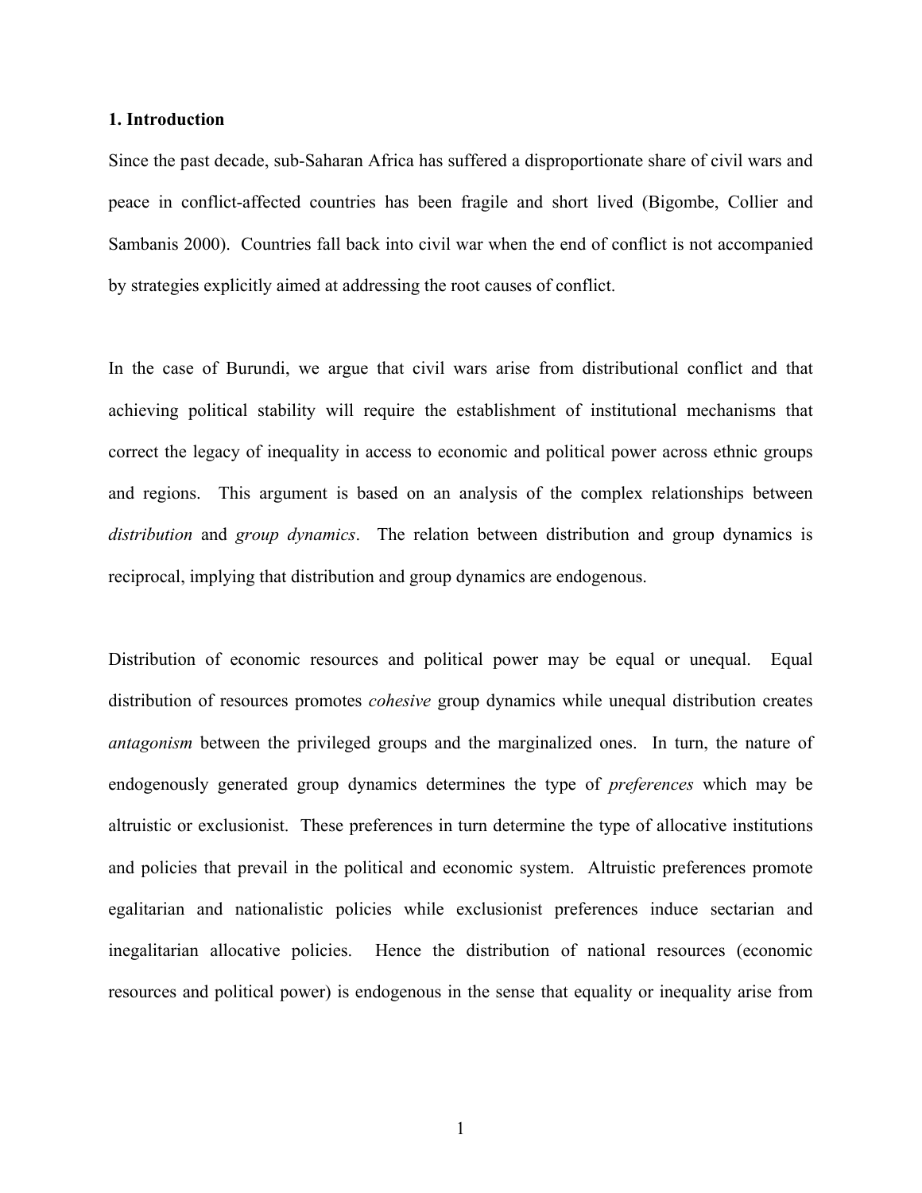## 1. Introduction

Since the past decade, sub-Saharan Africa has suffered a disproportionate share of civil wars and peace in conflict-affected countries has been fragile and short lived (Bigombe, Collier and Sambanis 2000). Countries fall back into civil war when the end of conflict is not accompanied by strategies explicitly aimed at addressing the root causes of conflict.

In the case of Burundi, we argue that civil wars arise from distributional conflict and that achieving political stability will require the establishment of institutional mechanisms that correct the legacy of inequality in access to economic and political power across ethnic groups and regions. This argument is based on an analysis of the complex relationships between *distribution* and *group dynamics*. The relation between distribution and group dynamics is reciprocal, implying that distribution and group dynamics are endogenous.

Distribution of economic resources and political power may be equal or unequal. Equal distribution of resources promotes *cohesive* group dynamics while unequal distribution creates *antagonism* between the privileged groups and the marginalized ones. In turn, the nature of endogenously generated group dynamics determines the type of *preferences* which may be altruistic or exclusionist. These preferences in turn determine the type of allocative institutions and policies that prevail in the political and economic system. Altruistic preferences promote egalitarian and nationalistic policies while exclusionist preferences induce sectarian and inegalitarian allocative policies. Hence the distribution of national resources (economic resources and political power) is endogenous in the sense that equality or inequality arise from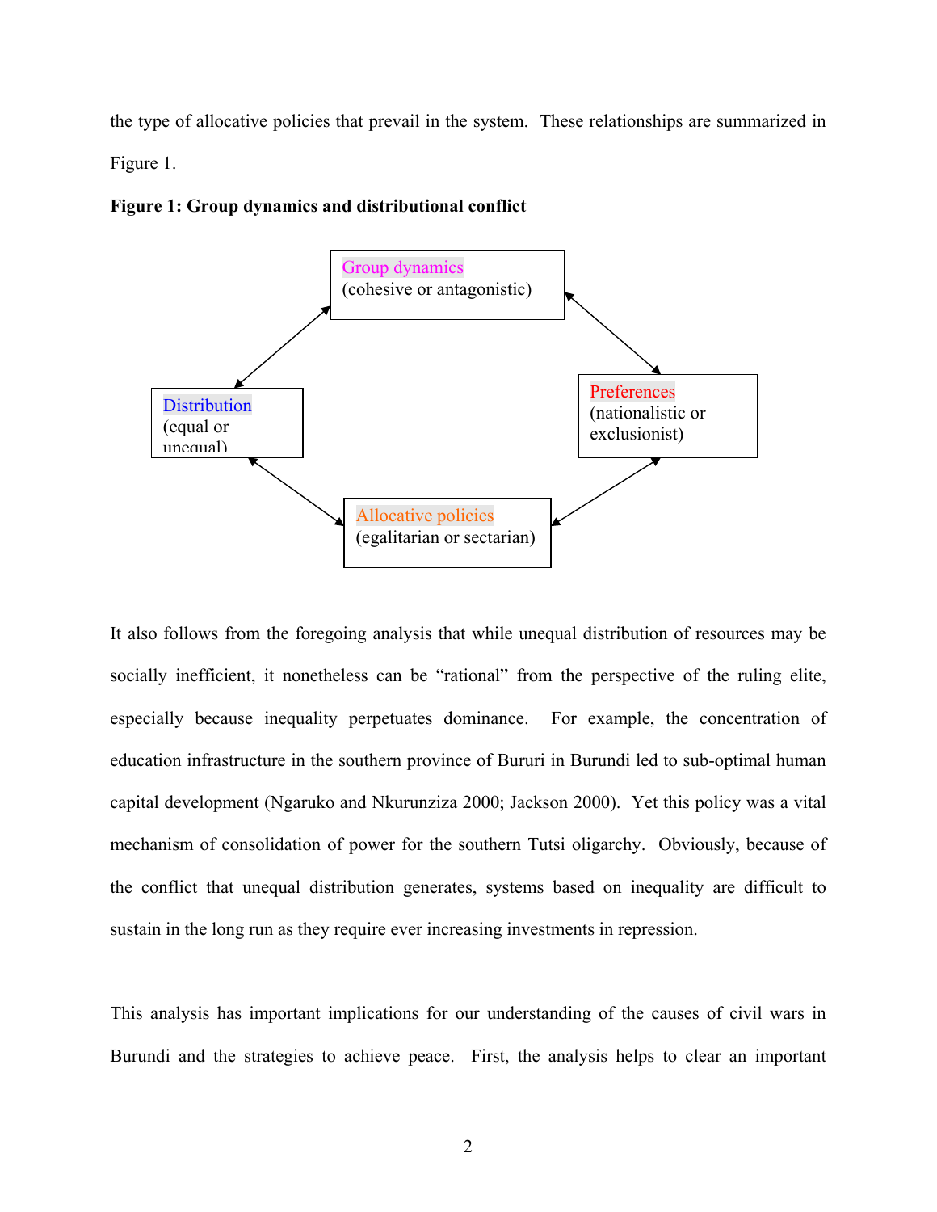the type of allocative policies that prevail in the system. These relationships are summarized in Figure 1.

**Figure 1: Group dynamics and distributional conflict**

Group dynamics
(cohesive or antagonistic)

Distribution
(equal or unequal)

Preferences
(nationalistic or exclusionist)

Allocative policies
(egalitarian or sectarian)

It also follows from the foregoing analysis that while unequal distribution of resources may be socially inefficient, it nonetheless can be "rational" from the perspective of the ruling elite, especially because inequality perpetuates dominance. For example, the concentration of education infrastructure in the southern province of Bururi in Burundi led to sub-optimal human capital development (Ngaruko and Nkurunziza 2000; Jackson 2000). Yet this policy was a vital mechanism of consolidation of power for the southern Tutsi oligarchy. Obviously, because of the conflict that unequal distribution generates, systems based on inequality are difficult to sustain in the long run as they require ever increasing investments in repression.

This analysis has important implications for our understanding of the causes of civil wars in Burundi and the strategies to achieve peace. First, the analysis helps to clear an important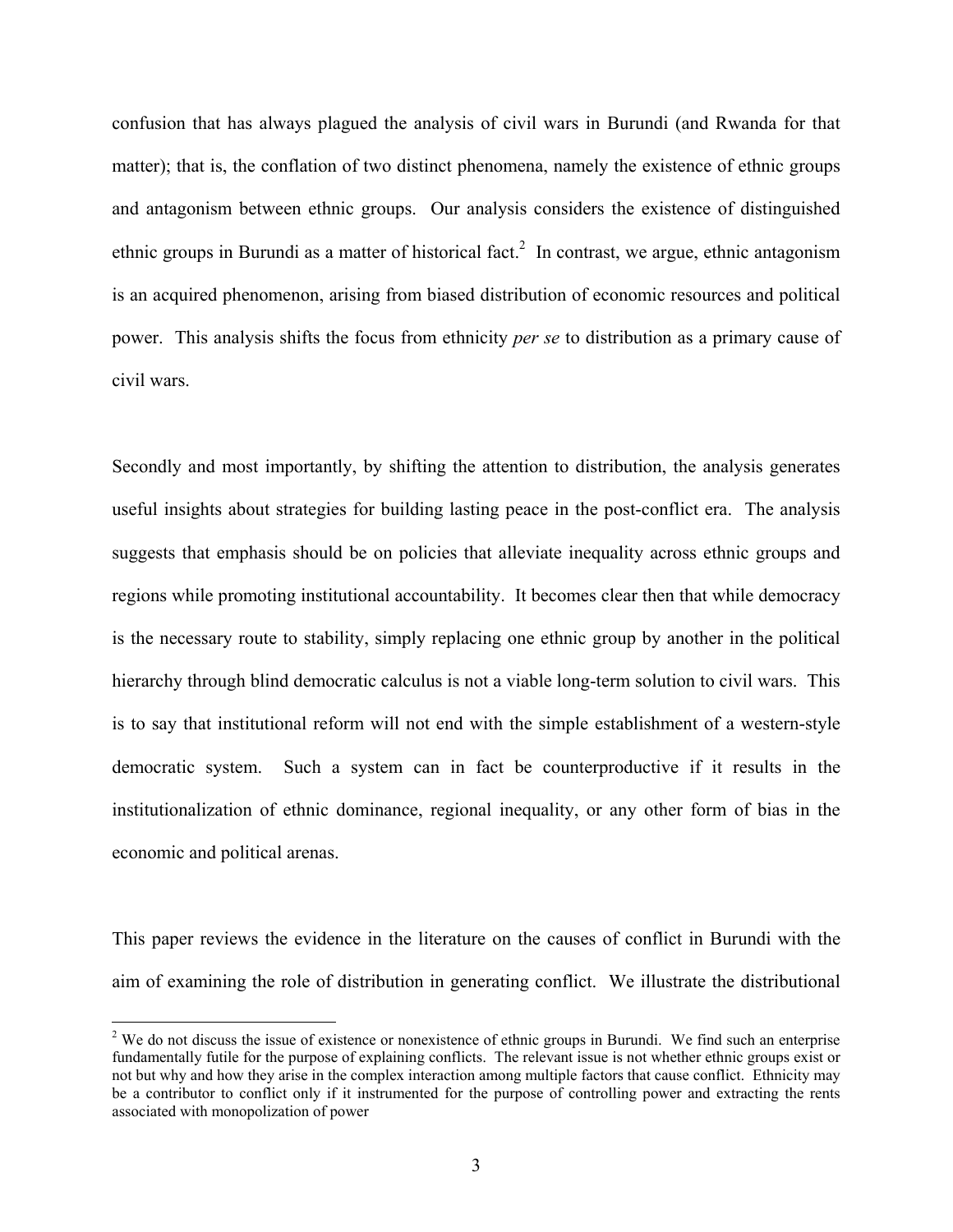confusion that has always plagued the analysis of civil wars in Burundi (and Rwanda for that matter); that is, the conflation of two distinct phenomena, namely the existence of ethnic groups and antagonism between ethnic groups. Our analysis considers the existence of distinguished ethnic groups in Burundi as a matter of historical fact.[2] In contrast, we argue, ethnic antagonism is an acquired phenomenon, arising from biased distribution of economic resources and political power. This analysis shifts the focus from ethnicity *per se* to distribution as a primary cause of civil wars.

Secondly and most importantly, by shifting the attention to distribution, the analysis generates useful insights about strategies for building lasting peace in the post-conflict era. The analysis suggests that emphasis should be on policies that alleviate inequality across ethnic groups and regions while promoting institutional accountability. It becomes clear then that while democracy is the necessary route to stability, simply replacing one ethnic group by another in the political hierarchy through blind democratic calculus is not a viable long-term solution to civil wars. This is to say that institutional reform will not end with the simple establishment of a western-style democratic system. Such a system can in fact be counterproductive if it results in the institutionalization of ethnic dominance, regional inequality, or any other form of bias in the economic and political arenas.

This paper reviews the evidence in the literature on the causes of conflict in Burundi with the aim of examining the role of distribution in generating conflict. We illustrate the distributional

---

[2] We do not discuss the issue of existence or nonexistence of ethnic groups in Burundi. We find such an enterprise fundamentally futile for the purpose of explaining conflicts. The relevant issue is not whether ethnic groups exist or not but why and how they arise in the complex interaction among multiple factors that cause conflict. Ethnicity may be a contributor to conflict only if it instrumented for the purpose of controlling power and extracting the rents associated with monopolization of power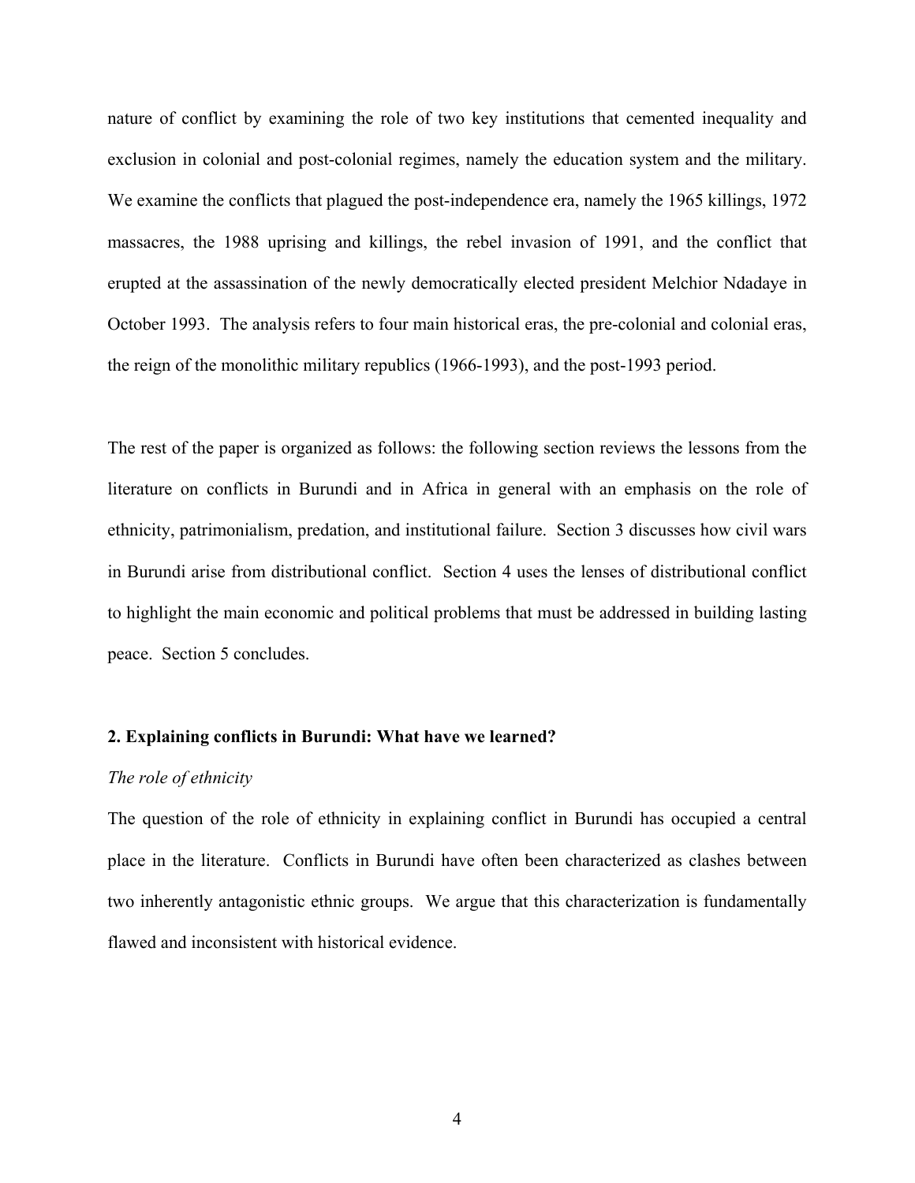nature of conflict by examining the role of two key institutions that cemented inequality and exclusion in colonial and post-colonial regimes, namely the education system and the military. We examine the conflicts that plagued the post-independence era, namely the 1965 killings, 1972 massacres, the 1988 uprising and killings, the rebel invasion of 1991, and the conflict that erupted at the assassination of the newly democratically elected president Melchior Ndadaye in October 1993. The analysis refers to four main historical eras, the pre-colonial and colonial eras, the reign of the monolithic military republics (1966-1993), and the post-1993 period.

The rest of the paper is organized as follows: the following section reviews the lessons from the literature on conflicts in Burundi and in Africa in general with an emphasis on the role of ethnicity, patrimonialism, predation, and institutional failure. Section 3 discusses how civil wars in Burundi arise from distributional conflict. Section 4 uses the lenses of distributional conflict to highlight the main economic and political problems that must be addressed in building lasting peace. Section 5 concludes.

## 2. Explaining conflicts in Burundi: What have we learned?

*The role of ethnicity*

The question of the role of ethnicity in explaining conflict in Burundi has occupied a central place in the literature. Conflicts in Burundi have often been characterized as clashes between two inherently antagonistic ethnic groups. We argue that this characterization is fundamentally flawed and inconsistent with historical evidence.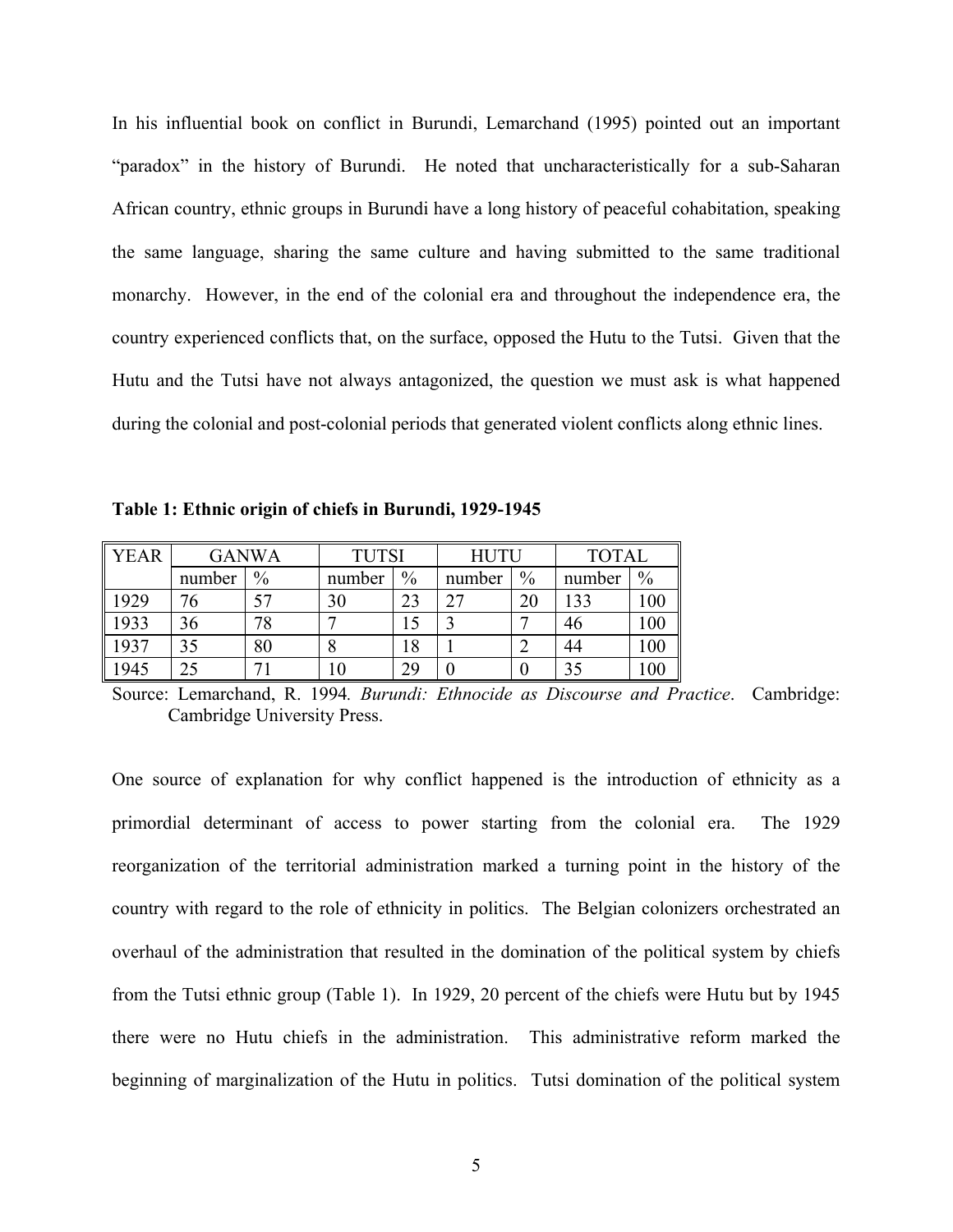In his influential book on conflict in Burundi, Lemarchand (1995) pointed out an important "paradox" in the history of Burundi. He noted that uncharacteristically for a sub-Saharan African country, ethnic groups in Burundi have a long history of peaceful cohabitation, speaking the same language, sharing the same culture and having submitted to the same traditional monarchy. However, in the end of the colonial era and throughout the independence era, the country experienced conflicts that, on the surface, opposed the Hutu to the Tutsi. Given that the Hutu and the Tutsi have not always antagonized, the question we must ask is what happened during the colonial and post-colonial periods that generated violent conflicts along ethnic lines.

**Table 1: Ethnic origin of chiefs in Burundi, 1929-1945**

| YEAR | GANWA | | TUTSI | | HUTU | | TOTAL | |
|---|---|---|---|---|---|---|---|---|
| | number | % | number | % | number | % | number | % |
| 1929 | 76 | 57 | 30 | 23 | 27 | 20 | 133 | 100 |
| 1933 | 36 | 78 | 7 | 15 | 3 | 7 | 46 | 100 |
| 1937 | 35 | 80 | 8 | 18 | 1 | 2 | 44 | 100 |
| 1945 | 25 | 71 | 10 | 29 | 0 | 0 | 35 | 100 |

Source: Lemarchand, R. 1994. *Burundi: Ethnocide as Discourse and Practice*. Cambridge: Cambridge University Press.

One source of explanation for why conflict happened is the introduction of ethnicity as a primordial determinant of access to power starting from the colonial era. The 1929 reorganization of the territorial administration marked a turning point in the history of the country with regard to the role of ethnicity in politics. The Belgian colonizers orchestrated an overhaul of the administration that resulted in the domination of the political system by chiefs from the Tutsi ethnic group (Table 1). In 1929, 20 percent of the chiefs were Hutu but by 1945 there were no Hutu chiefs in the administration. This administrative reform marked the beginning of marginalization of the Hutu in politics. Tutsi domination of the political system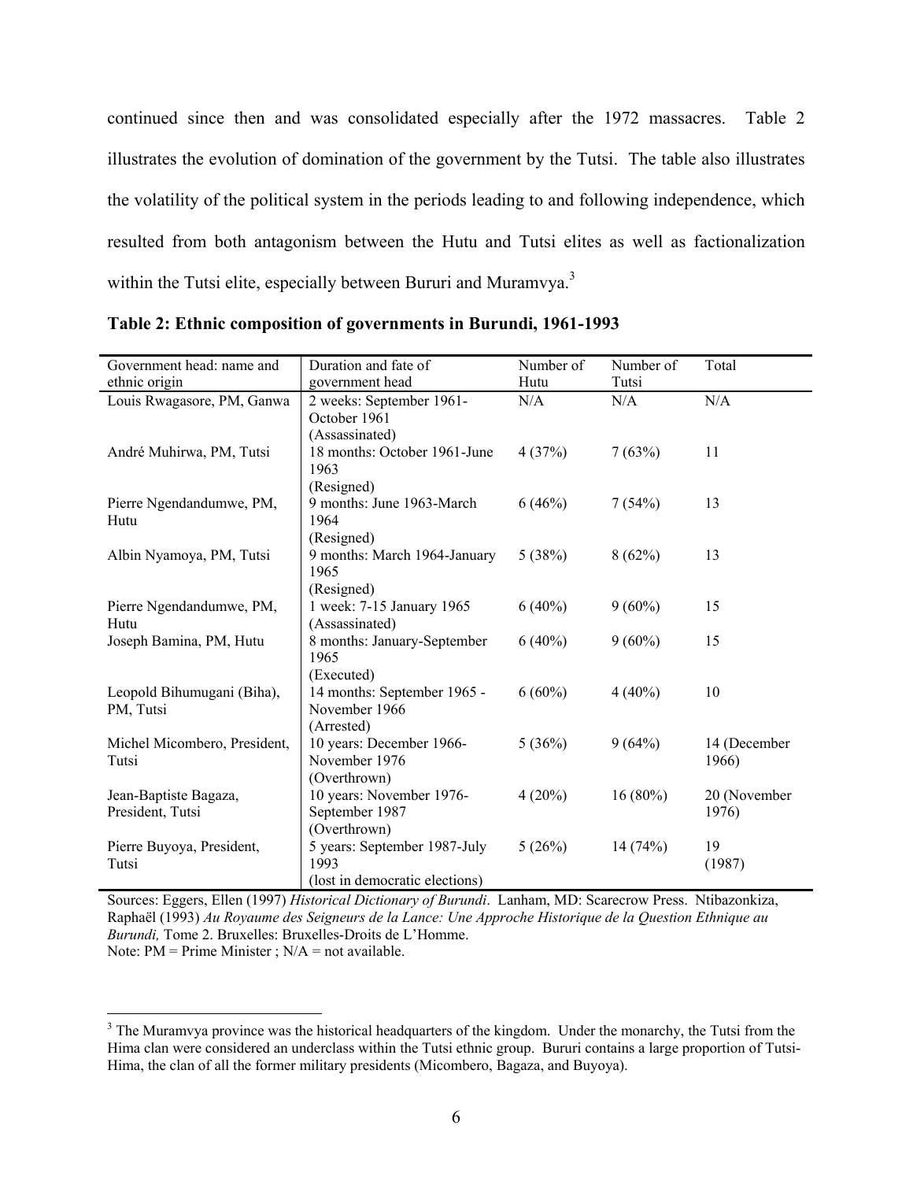continued since then and was consolidated especially after the 1972 massacres. Table 2 illustrates the evolution of domination of the government by the Tutsi. The table also illustrates the volatility of the political system in the periods leading to and following independence, which resulted from both antagonism between the Hutu and Tutsi elites as well as factionalization within the Tutsi elite, especially between Bururi and Muramvya.[3]

**Table 2: Ethnic composition of governments in Burundi, 1961-1993**

| Government head: name and ethnic origin | Duration and fate of government head | Number of Hutu | Number of Tutsi | Total |
|---|---|---|---|---|
| Louis Rwagasore, PM, Ganwa | 2 weeks: September 1961-October 1961 (Assassinated) | N/A | N/A | N/A |
| André Muhirwa, PM, Tutsi | 18 months: October 1961-June 1963 (Resigned) | 4 (37%) | 7 (63%) | 11 |
| Pierre Ngendandumwe, PM, Hutu | 9 months: June 1963-March 1964 (Resigned) | 6 (46%) | 7 (54%) | 13 |
| Albin Nyamoya, PM, Tutsi | 9 months: March 1964-January 1965 (Resigned) | 5 (38%) | 8 (62%) | 13 |
| Pierre Ngendandumwe, PM, Hutu | 1 week: 7-15 January 1965 (Assassinated) | 6 (40%) | 9 (60%) | 15 |
| Joseph Bamina, PM, Hutu | 8 months: January-September 1965 (Executed) | 6 (40%) | 9 (60%) | 15 |
| Leopold Bihumugani (Biha), PM, Tutsi | 14 months: September 1965 - November 1966 (Arrested) | 6 (60%) | 4 (40%) | 10 |
| Michel Micombero, President, Tutsi | 10 years: December 1966-November 1976 (Overthrown) | 5 (36%) | 9 (64%) | 14 (December 1966) |
| Jean-Baptiste Bagaza, President, Tutsi | 10 years: November 1976-September 1987 (Overthrown) | 4 (20%) | 16 (80%) | 20 (November 1976) |
| Pierre Buyoya, President, Tutsi | 5 years: September 1987-July 1993 (lost in democratic elections) | 5 (26%) | 14 (74%) | 19 (1987) |

Sources: Eggers, Ellen (1997) *Historical Dictionary of Burundi*. Lanham, MD: Scarecrow Press. Ntibazonkiza, Raphaël (1993) *Au Royaume des Seigneurs de la Lance: Une Approche Historique de la Question Ethnique au Burundi,* Tome 2. Bruxelles: Bruxelles-Droits de L'Homme.
Note: PM = Prime Minister ; N/A = not available.

[3] The Muramvya province was the historical headquarters of the kingdom. Under the monarchy, the Tutsi from the Hima clan were considered an underclass within the Tutsi ethnic group. Bururi contains a large proportion of Tutsi-Hima, the clan of all the former military presidents (Micombero, Bagaza, and Buyoya).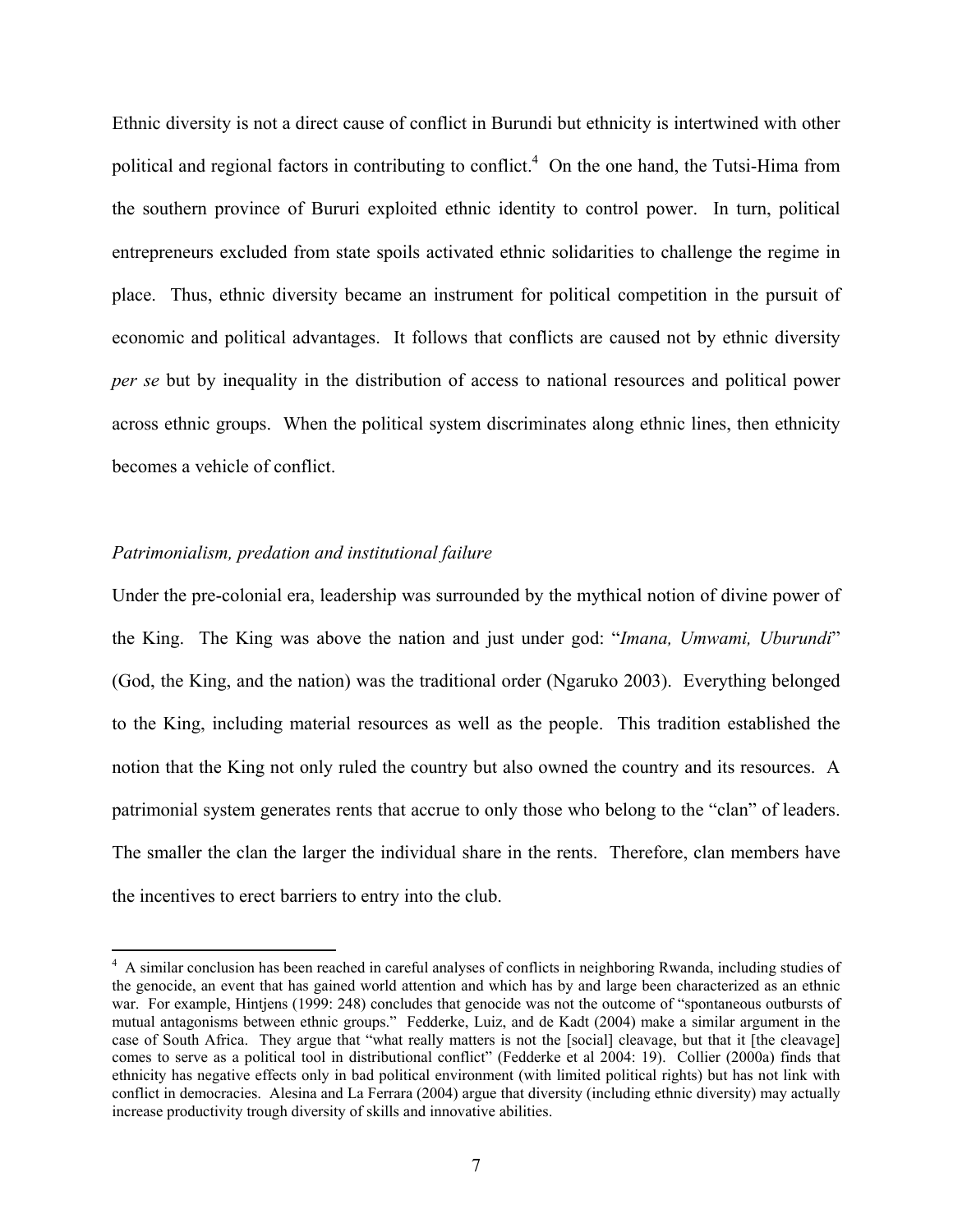Ethnic diversity is not a direct cause of conflict in Burundi but ethnicity is intertwined with other political and regional factors in contributing to conflict.[4] On the one hand, the Tutsi-Hima from the southern province of Bururi exploited ethnic identity to control power. In turn, political entrepreneurs excluded from state spoils activated ethnic solidarities to challenge the regime in place. Thus, ethnic diversity became an instrument for political competition in the pursuit of economic and political advantages. It follows that conflicts are caused not by ethnic diversity *per se* but by inequality in the distribution of access to national resources and political power across ethnic groups. When the political system discriminates along ethnic lines, then ethnicity becomes a vehicle of conflict.

*Patrimonialism, predation and institutional failure*

Under the pre-colonial era, leadership was surrounded by the mythical notion of divine power of the King. The King was above the nation and just under god: "*Imana, Umwami, Uburundi*" (God, the King, and the nation) was the traditional order (Ngaruko 2003). Everything belonged to the King, including material resources as well as the people. This tradition established the notion that the King not only ruled the country but also owned the country and its resources. A patrimonial system generates rents that accrue to only those who belong to the "clan" of leaders. The smaller the clan the larger the individual share in the rents. Therefore, clan members have the incentives to erect barriers to entry into the club.

[4] A similar conclusion has been reached in careful analyses of conflicts in neighboring Rwanda, including studies of the genocide, an event that has gained world attention and which has by and large been characterized as an ethnic war. For example, Hintjens (1999: 248) concludes that genocide was not the outcome of "spontaneous outbursts of mutual antagonisms between ethnic groups." Fedderke, Luiz, and de Kadt (2004) make a similar argument in the case of South Africa. They argue that "what really matters is not the [social] cleavage, but that it [the cleavage] comes to serve as a political tool in distributional conflict" (Fedderke et al 2004: 19). Collier (2000a) finds that ethnicity has negative effects only in bad political environment (with limited political rights) but has not link with conflict in democracies. Alesina and La Ferrara (2004) argue that diversity (including ethnic diversity) may actually increase productivity trough diversity of skills and innovative abilities.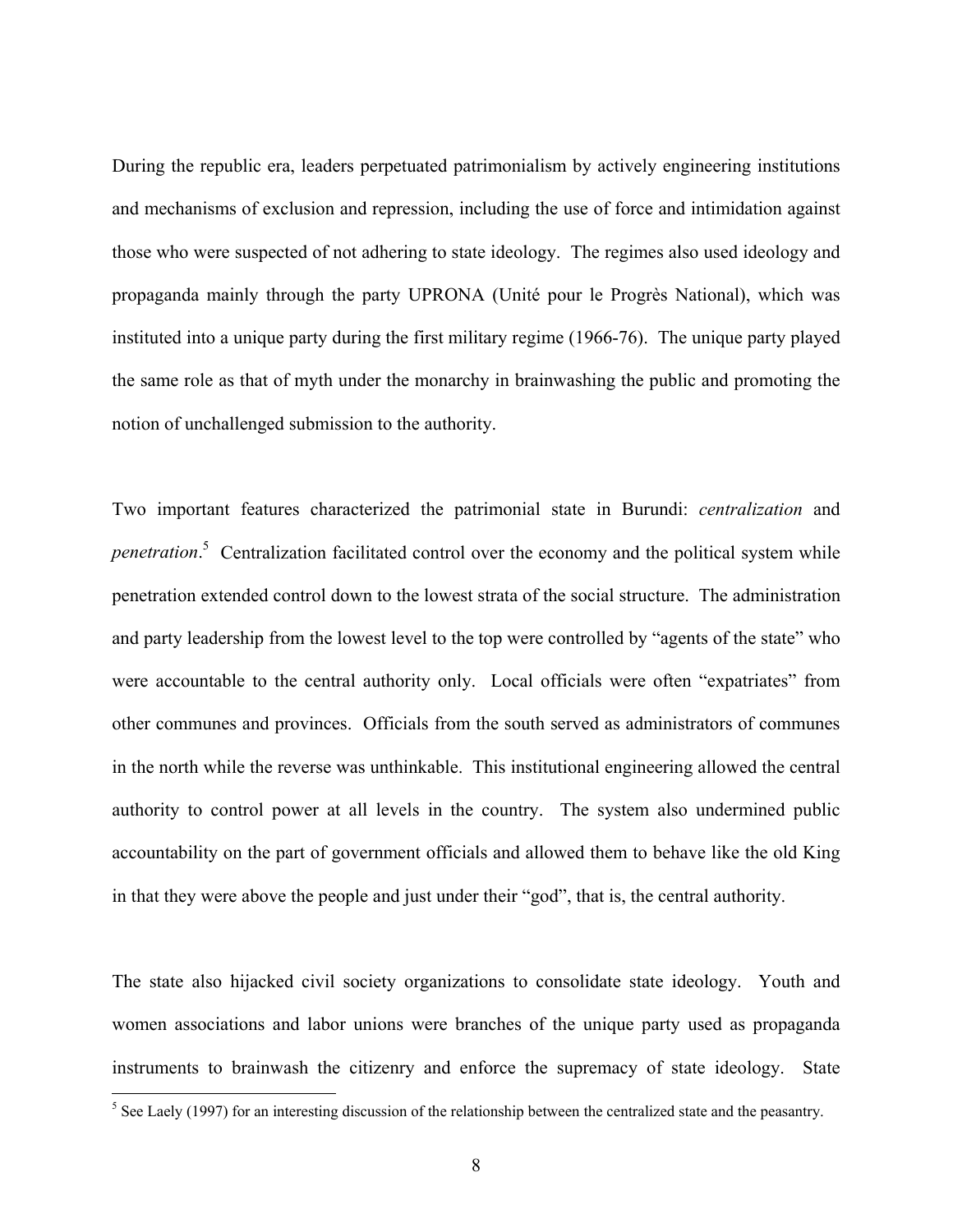During the republic era, leaders perpetuated patrimonialism by actively engineering institutions and mechanisms of exclusion and repression, including the use of force and intimidation against those who were suspected of not adhering to state ideology. The regimes also used ideology and propaganda mainly through the party UPRONA (Unité pour le Progrès National), which was instituted into a unique party during the first military regime (1966-76). The unique party played the same role as that of myth under the monarchy in brainwashing the public and promoting the notion of unchallenged submission to the authority.

Two important features characterized the patrimonial state in Burundi: *centralization* and *penetration*.[5] Centralization facilitated control over the economy and the political system while penetration extended control down to the lowest strata of the social structure. The administration and party leadership from the lowest level to the top were controlled by "agents of the state" who were accountable to the central authority only. Local officials were often "expatriates" from other communes and provinces. Officials from the south served as administrators of communes in the north while the reverse was unthinkable. This institutional engineering allowed the central authority to control power at all levels in the country. The system also undermined public accountability on the part of government officials and allowed them to behave like the old King in that they were above the people and just under their "god", that is, the central authority.

The state also hijacked civil society organizations to consolidate state ideology. Youth and women associations and labor unions were branches of the unique party used as propaganda instruments to brainwash the citizenry and enforce the supremacy of state ideology. State

[5] See Laely (1997) for an interesting discussion of the relationship between the centralized state and the peasantry.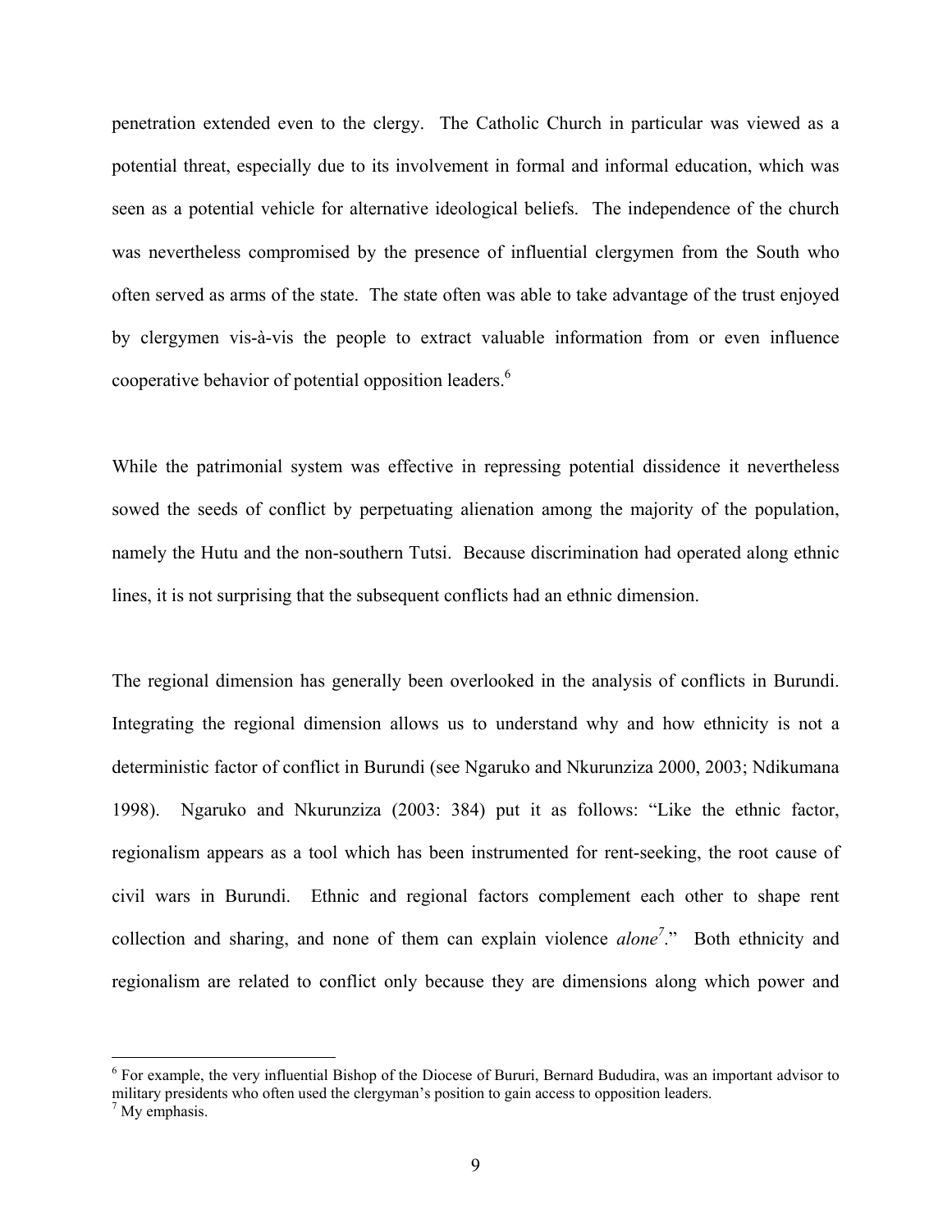penetration extended even to the clergy. The Catholic Church in particular was viewed as a potential threat, especially due to its involvement in formal and informal education, which was seen as a potential vehicle for alternative ideological beliefs. The independence of the church was nevertheless compromised by the presence of influential clergymen from the South who often served as arms of the state. The state often was able to take advantage of the trust enjoyed by clergymen vis-à-vis the people to extract valuable information from or even influence cooperative behavior of potential opposition leaders.[6]

While the patrimonial system was effective in repressing potential dissidence it nevertheless sowed the seeds of conflict by perpetuating alienation among the majority of the population, namely the Hutu and the non-southern Tutsi. Because discrimination had operated along ethnic lines, it is not surprising that the subsequent conflicts had an ethnic dimension.

The regional dimension has generally been overlooked in the analysis of conflicts in Burundi. Integrating the regional dimension allows us to understand why and how ethnicity is not a deterministic factor of conflict in Burundi (see Ngaruko and Nkurunziza 2000, 2003; Ndikumana 1998). Ngaruko and Nkurunziza (2003: 384) put it as follows: "Like the ethnic factor, regionalism appears as a tool which has been instrumented for rent-seeking, the root cause of civil wars in Burundi. Ethnic and regional factors complement each other to shape rent collection and sharing, and none of them can explain violence *alone*[7]." Both ethnicity and regionalism are related to conflict only because they are dimensions along which power and

---

[6] For example, the very influential Bishop of the Diocese of Bururi, Bernard Bududira, was an important advisor to military presidents who often used the clergyman's position to gain access to opposition leaders.

[7] My emphasis.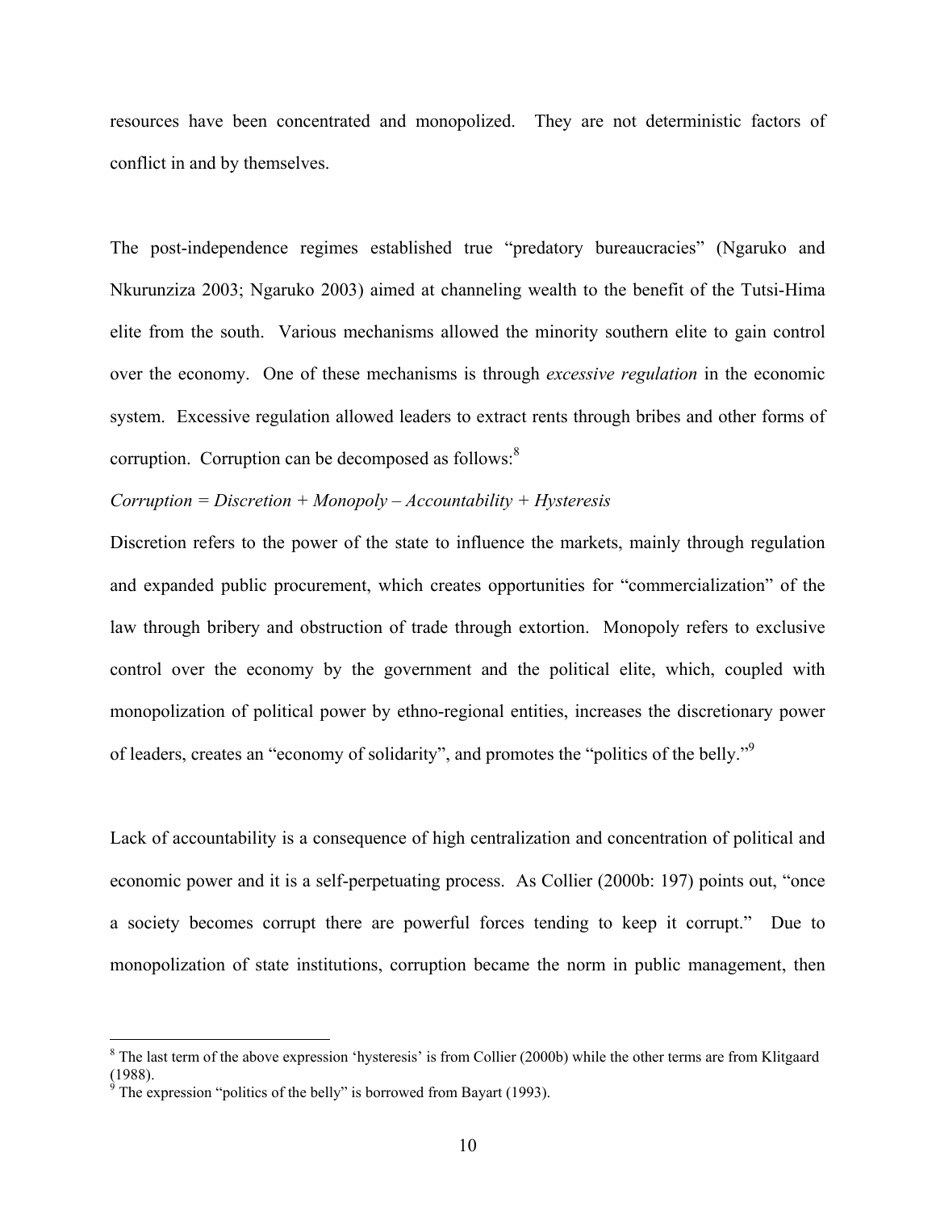resources have been concentrated and monopolized. They are not deterministic factors of conflict in and by themselves.

The post-independence regimes established true "predatory bureaucracies" (Ngaruko and Nkurunziza 2003; Ngaruko 2003) aimed at channeling wealth to the benefit of the Tutsi-Hima elite from the south. Various mechanisms allowed the minority southern elite to gain control over the economy. One of these mechanisms is through *excessive regulation* in the economic system. Excessive regulation allowed leaders to extract rents through bribes and other forms of corruption. Corruption can be decomposed as follows:[8]

*Corruption = Discretion + Monopoly – Accountability + Hysteresis*

Discretion refers to the power of the state to influence the markets, mainly through regulation and expanded public procurement, which creates opportunities for "commercialization" of the law through bribery and obstruction of trade through extortion. Monopoly refers to exclusive control over the economy by the government and the political elite, which, coupled with monopolization of political power by ethno-regional entities, increases the discretionary power of leaders, creates an "economy of solidarity", and promotes the "politics of the belly."[9]

Lack of accountability is a consequence of high centralization and concentration of political and economic power and it is a self-perpetuating process. As Collier (2000b: 197) points out, "once a society becomes corrupt there are powerful forces tending to keep it corrupt." Due to monopolization of state institutions, corruption became the norm in public management, then

---

[8] The last term of the above expression 'hysteresis' is from Collier (2000b) while the other terms are from Klitgaard (1988).

[9] The expression "politics of the belly" is borrowed from Bayart (1993).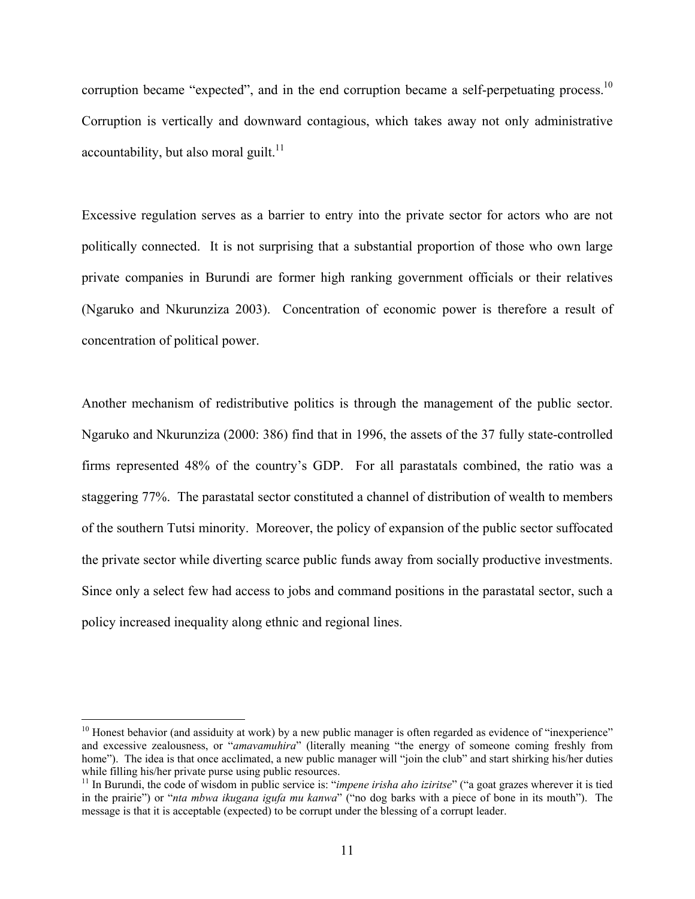corruption became "expected", and in the end corruption became a self-perpetuating process.[10] Corruption is vertically and downward contagious, which takes away not only administrative accountability, but also moral guilt.[11]

Excessive regulation serves as a barrier to entry into the private sector for actors who are not politically connected. It is not surprising that a substantial proportion of those who own large private companies in Burundi are former high ranking government officials or their relatives (Ngaruko and Nkurunziza 2003). Concentration of economic power is therefore a result of concentration of political power.

Another mechanism of redistributive politics is through the management of the public sector. Ngaruko and Nkurunziza (2000: 386) find that in 1996, the assets of the 37 fully state-controlled firms represented 48% of the country's GDP. For all parastatals combined, the ratio was a staggering 77%. The parastatal sector constituted a channel of distribution of wealth to members of the southern Tutsi minority. Moreover, the policy of expansion of the public sector suffocated the private sector while diverting scarce public funds away from socially productive investments. Since only a select few had access to jobs and command positions in the parastatal sector, such a policy increased inequality along ethnic and regional lines.

---

[10] Honest behavior (and assiduity at work) by a new public manager is often regarded as evidence of "inexperience" and excessive zealousness, or "*amavamuhira*" (literally meaning "the energy of someone coming freshly from home"). The idea is that once acclimated, a new public manager will "join the club" and start shirking his/her duties while filling his/her private purse using public resources.

[11] In Burundi, the code of wisdom in public service is: "*impene irisha aho iziritse*" ("a goat grazes wherever it is tied in the prairie") or "*nta mbwa ikugana igufa mu kanwa*" ("no dog barks with a piece of bone in its mouth"). The message is that it is acceptable (expected) to be corrupt under the blessing of a corrupt leader.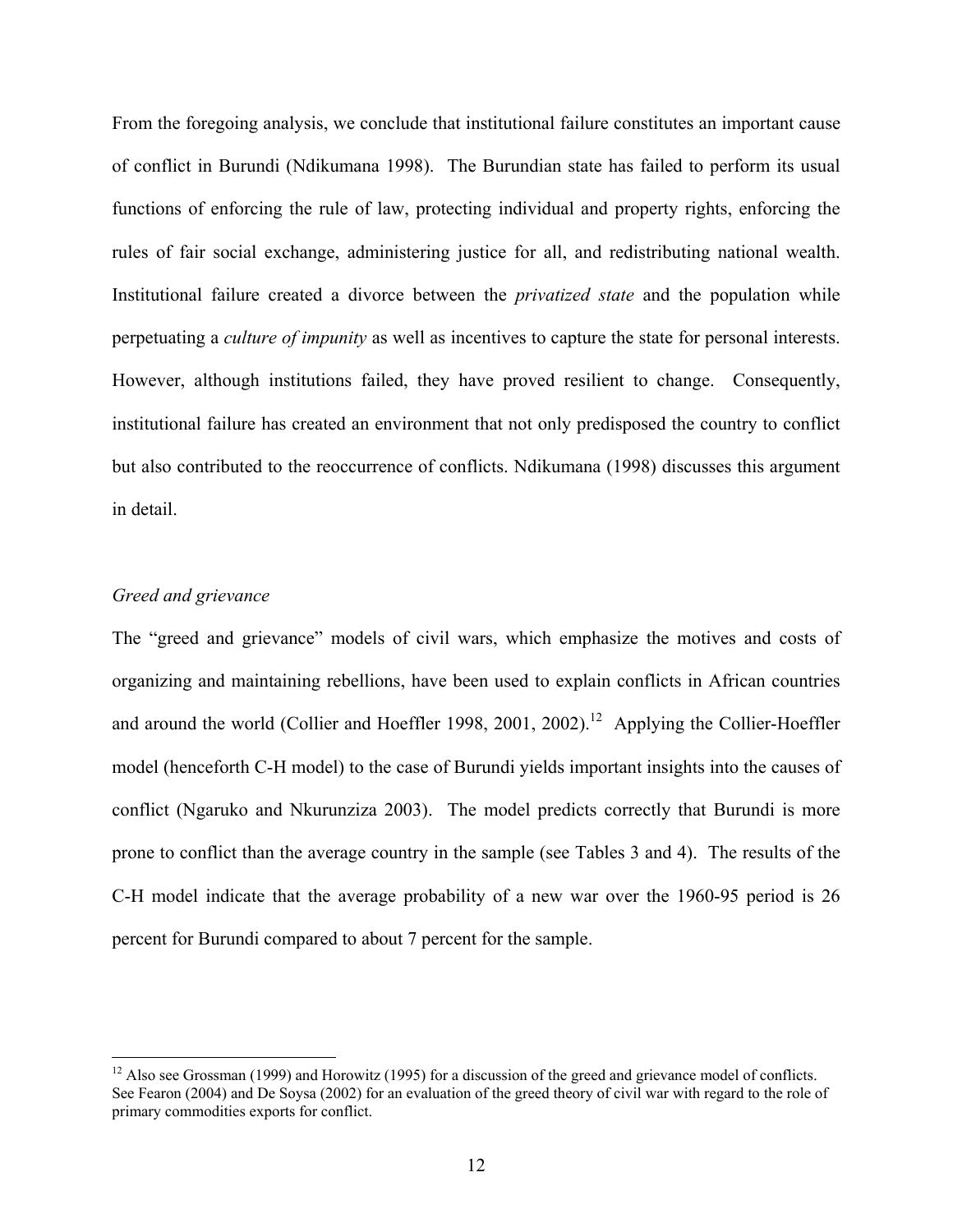From the foregoing analysis, we conclude that institutional failure constitutes an important cause of conflict in Burundi (Ndikumana 1998). The Burundian state has failed to perform its usual functions of enforcing the rule of law, protecting individual and property rights, enforcing the rules of fair social exchange, administering justice for all, and redistributing national wealth. Institutional failure created a divorce between the *privatized state* and the population while perpetuating a *culture of impunity* as well as incentives to capture the state for personal interests. However, although institutions failed, they have proved resilient to change. Consequently, institutional failure has created an environment that not only predisposed the country to conflict but also contributed to the reoccurrence of conflicts. Ndikumana (1998) discusses this argument in detail.

### *Greed and grievance*

The "greed and grievance" models of civil wars, which emphasize the motives and costs of organizing and maintaining rebellions, have been used to explain conflicts in African countries and around the world (Collier and Hoeffler 1998, 2001, 2002).[12] Applying the Collier-Hoeffler model (henceforth C-H model) to the case of Burundi yields important insights into the causes of conflict (Ngaruko and Nkurunziza 2003). The model predicts correctly that Burundi is more prone to conflict than the average country in the sample (see Tables 3 and 4). The results of the C-H model indicate that the average probability of a new war over the 1960-95 period is 26 percent for Burundi compared to about 7 percent for the sample.

---

[12] Also see Grossman (1999) and Horowitz (1995) for a discussion of the greed and grievance model of conflicts. See Fearon (2004) and De Soysa (2002) for an evaluation of the greed theory of civil war with regard to the role of primary commodities exports for conflict.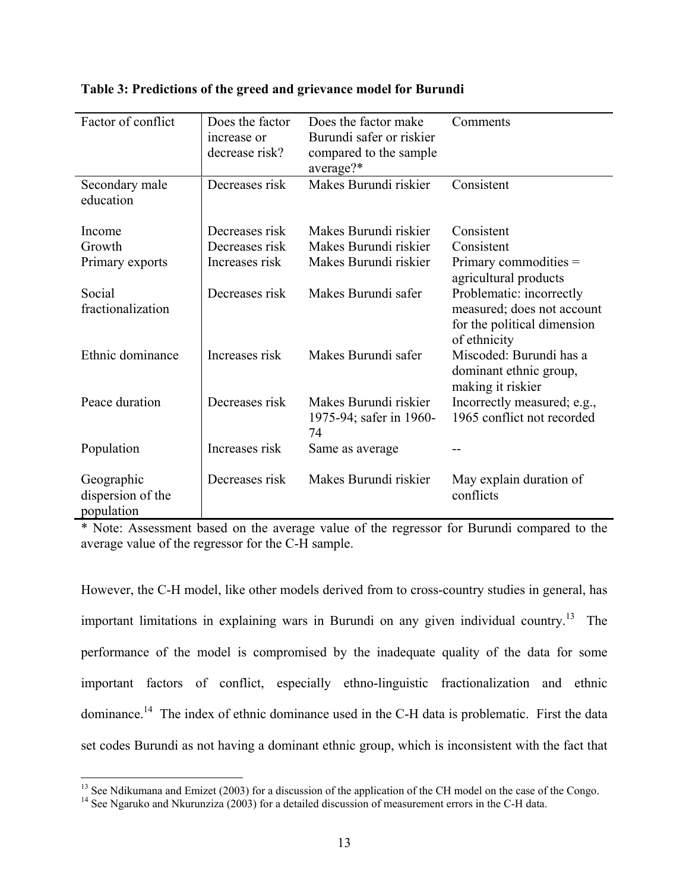**Table 3: Predictions of the greed and grievance model for Burundi**

| Factor of conflict | Does the factor increase or decrease risk? | Does the factor make Burundi safer or riskier compared to the sample average?* | Comments |
|---|---|---|---|
| Secondary male education | Decreases risk | Makes Burundi riskier | Consistent |
| Income | Decreases risk | Makes Burundi riskier | Consistent |
| Growth | Decreases risk | Makes Burundi riskier | Consistent |
| Primary exports | Increases risk | Makes Burundi riskier | Primary commodities = agricultural products |
| Social fractionalization | Decreases risk | Makes Burundi safer | Problematic: incorrectly measured; does not account for the political dimension of ethnicity |
| Ethnic dominance | Increases risk | Makes Burundi safer | Miscoded: Burundi has a dominant ethnic group, making it riskier |
| Peace duration | Decreases risk | Makes Burundi riskier 1975-94; safer in 1960-74 | Incorrectly measured; e.g., 1965 conflict not recorded |
| Population | Increases risk | Same as average | -- |
| Geographic dispersion of the population | Decreases risk | Makes Burundi riskier | May explain duration of conflicts |

* Note: Assessment based on the average value of the regressor for Burundi compared to the average value of the regressor for the C-H sample.

However, the C-H model, like other models derived from to cross-country studies in general, has important limitations in explaining wars in Burundi on any given individual country.[13] The performance of the model is compromised by the inadequate quality of the data for some important factors of conflict, especially ethno-linguistic fractionalization and ethnic dominance.[14] The index of ethnic dominance used in the C-H data is problematic. First the data set codes Burundi as not having a dominant ethnic group, which is inconsistent with the fact that

[13] See Ndikumana and Emizet (2003) for a discussion of the application of the CH model on the case of the Congo.

[14] See Ngaruko and Nkurunziza (2003) for a detailed discussion of measurement errors in the C-H data.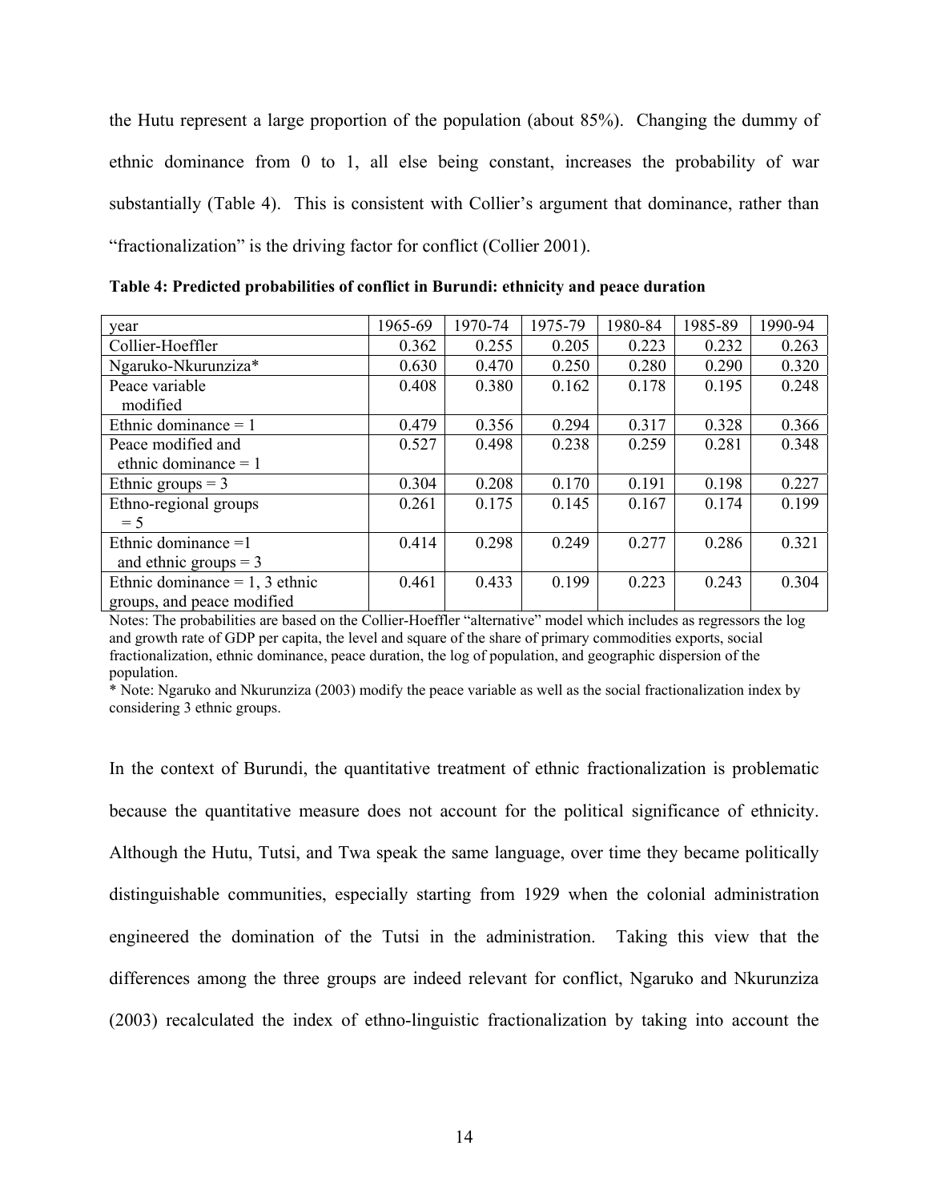the Hutu represent a large proportion of the population (about 85%). Changing the dummy of ethnic dominance from 0 to 1, all else being constant, increases the probability of war substantially (Table 4). This is consistent with Collier's argument that dominance, rather than "fractionalization" is the driving factor for conflict (Collier 2001).

**Table 4: Predicted probabilities of conflict in Burundi: ethnicity and peace duration**

| year | 1965-69 | 1970-74 | 1975-79 | 1980-84 | 1985-89 | 1990-94 |
|---|---|---|---|---|---|---|
| Collier-Hoeffler | 0.362 | 0.255 | 0.205 | 0.223 | 0.232 | 0.263 |
| Ngaruko-Nkurunziza* | 0.630 | 0.470 | 0.250 | 0.280 | 0.290 | 0.320 |
| Peace variable modified | 0.408 | 0.380 | 0.162 | 0.178 | 0.195 | 0.248 |
| Ethnic dominance = 1 | 0.479 | 0.356 | 0.294 | 0.317 | 0.328 | 0.366 |
| Peace modified and ethnic dominance = 1 | 0.527 | 0.498 | 0.238 | 0.259 | 0.281 | 0.348 |
| Ethnic groups = 3 | 0.304 | 0.208 | 0.170 | 0.191 | 0.198 | 0.227 |
| Ethno-regional groups = 5 | 0.261 | 0.175 | 0.145 | 0.167 | 0.174 | 0.199 |
| Ethnic dominance =1 and ethnic groups = 3 | 0.414 | 0.298 | 0.249 | 0.277 | 0.286 | 0.321 |
| Ethnic dominance = 1, 3 ethnic groups, and peace modified | 0.461 | 0.433 | 0.199 | 0.223 | 0.243 | 0.304 |

Notes: The probabilities are based on the Collier-Hoeffler "alternative" model which includes as regressors the log and growth rate of GDP per capita, the level and square of the share of primary commodities exports, social fractionalization, ethnic dominance, peace duration, the log of population, and geographic dispersion of the population.

* Note: Ngaruko and Nkurunziza (2003) modify the peace variable as well as the social fractionalization index by considering 3 ethnic groups.

In the context of Burundi, the quantitative treatment of ethnic fractionalization is problematic because the quantitative measure does not account for the political significance of ethnicity. Although the Hutu, Tutsi, and Twa speak the same language, over time they became politically distinguishable communities, especially starting from 1929 when the colonial administration engineered the domination of the Tutsi in the administration. Taking this view that the differences among the three groups are indeed relevant for conflict, Ngaruko and Nkurunziza (2003) recalculated the index of ethno-linguistic fractionalization by taking into account the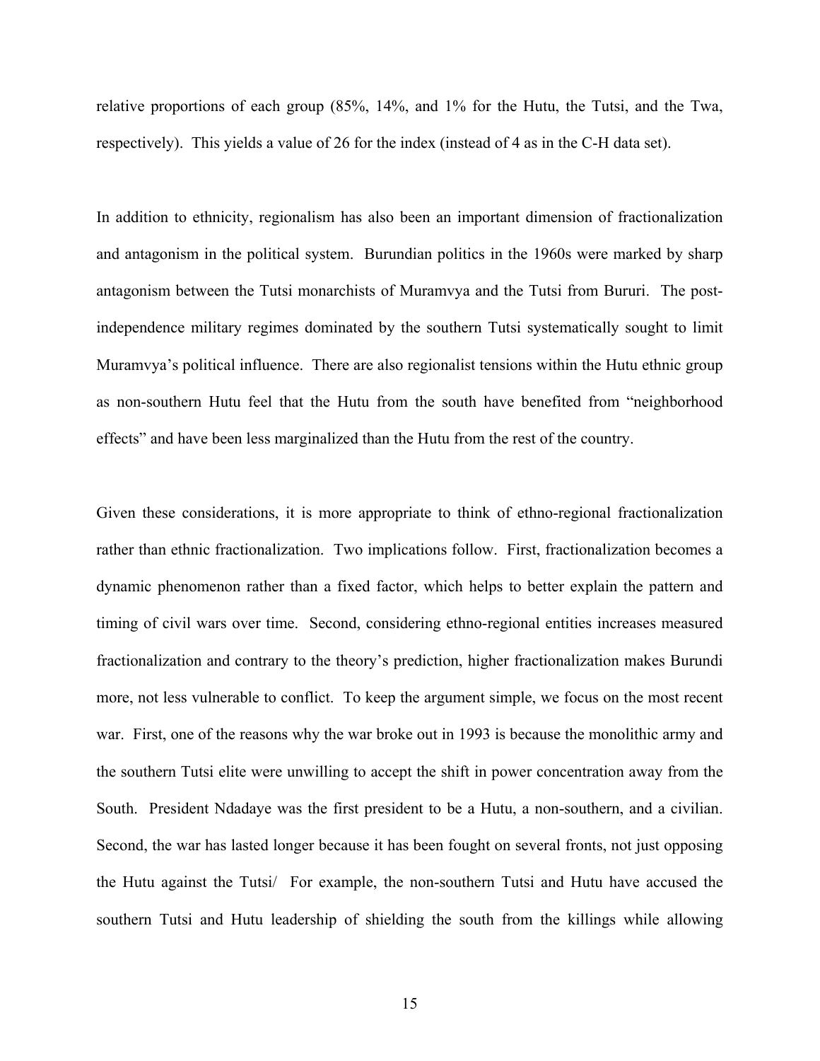relative proportions of each group (85%, 14%, and 1% for the Hutu, the Tutsi, and the Twa, respectively). This yields a value of 26 for the index (instead of 4 as in the C-H data set).

In addition to ethnicity, regionalism has also been an important dimension of fractionalization and antagonism in the political system. Burundian politics in the 1960s were marked by sharp antagonism between the Tutsi monarchists of Muramvya and the Tutsi from Bururi. The post-independence military regimes dominated by the southern Tutsi systematically sought to limit Muramvya's political influence. There are also regionalist tensions within the Hutu ethnic group as non-southern Hutu feel that the Hutu from the south have benefited from "neighborhood effects" and have been less marginalized than the Hutu from the rest of the country.

Given these considerations, it is more appropriate to think of ethno-regional fractionalization rather than ethnic fractionalization. Two implications follow. First, fractionalization becomes a dynamic phenomenon rather than a fixed factor, which helps to better explain the pattern and timing of civil wars over time. Second, considering ethno-regional entities increases measured fractionalization and contrary to the theory's prediction, higher fractionalization makes Burundi more, not less vulnerable to conflict. To keep the argument simple, we focus on the most recent war. First, one of the reasons why the war broke out in 1993 is because the monolithic army and the southern Tutsi elite were unwilling to accept the shift in power concentration away from the South. President Ndadaye was the first president to be a Hutu, a non-southern, and a civilian. Second, the war has lasted longer because it has been fought on several fronts, not just opposing the Hutu against the Tutsi/ For example, the non-southern Tutsi and Hutu have accused the southern Tutsi and Hutu leadership of shielding the south from the killings while allowing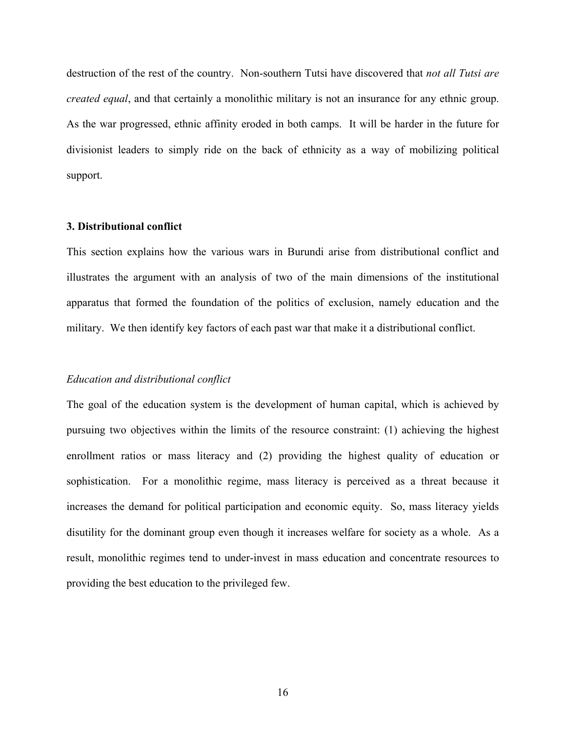destruction of the rest of the country. Non-southern Tutsi have discovered that *not all Tutsi are created equal*, and that certainly a monolithic military is not an insurance for any ethnic group. As the war progressed, ethnic affinity eroded in both camps. It will be harder in the future for divisionist leaders to simply ride on the back of ethnicity as a way of mobilizing political support.

### 3. Distributional conflict

This section explains how the various wars in Burundi arise from distributional conflict and illustrates the argument with an analysis of two of the main dimensions of the institutional apparatus that formed the foundation of the politics of exclusion, namely education and the military. We then identify key factors of each past war that make it a distributional conflict.

#### *Education and distributional conflict*

The goal of the education system is the development of human capital, which is achieved by pursuing two objectives within the limits of the resource constraint: (1) achieving the highest enrollment ratios or mass literacy and (2) providing the highest quality of education or sophistication. For a monolithic regime, mass literacy is perceived as a threat because it increases the demand for political participation and economic equity. So, mass literacy yields disutility for the dominant group even though it increases welfare for society as a whole. As a result, monolithic regimes tend to under-invest in mass education and concentrate resources to providing the best education to the privileged few.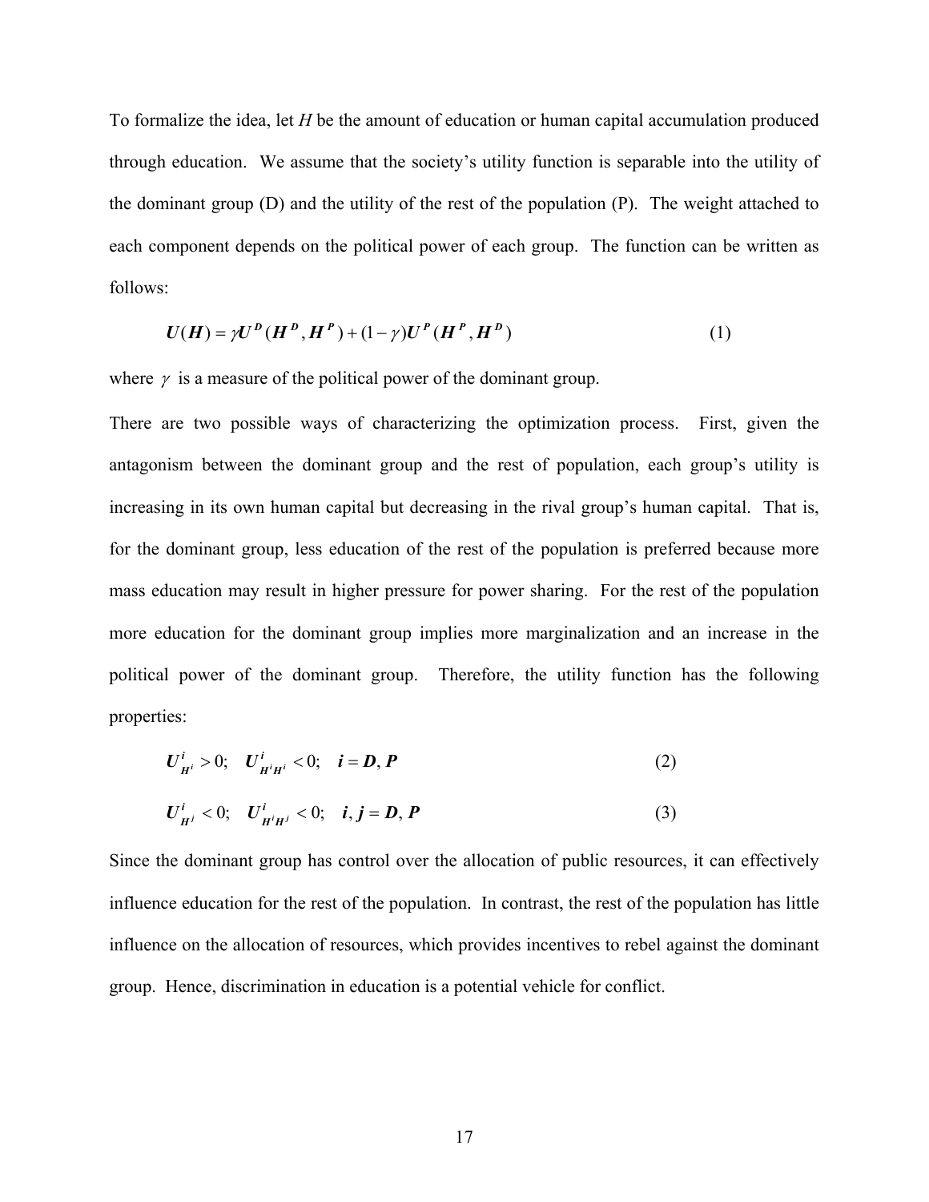To formalize the idea, let $H$ be the amount of education or human capital accumulation produced through education. We assume that the society's utility function is separable into the utility of the dominant group (D) and the utility of the rest of the population (P). The weight attached to each component depends on the political power of each group. The function can be written as follows:

$$\boldsymbol{U}(\boldsymbol{H}) = \gamma \boldsymbol{U}^{\boldsymbol{D}}(\boldsymbol{H}^{\boldsymbol{D}}, \boldsymbol{H}^{\boldsymbol{P}}) + (1-\gamma)\boldsymbol{U}^{\boldsymbol{P}}(\boldsymbol{H}^{\boldsymbol{P}}, \boldsymbol{H}^{\boldsymbol{D}}) \tag{1}$$

where $\gamma$ is a measure of the political power of the dominant group.

There are two possible ways of characterizing the optimization process. First, given the antagonism between the dominant group and the rest of population, each group's utility is increasing in its own human capital but decreasing in the rival group's human capital. That is, for the dominant group, less education of the rest of the population is preferred because more mass education may result in higher pressure for power sharing. For the rest of the population more education for the dominant group implies more marginalization and an increase in the political power of the dominant group. Therefore, the utility function has the following properties:

$$\boldsymbol{U}^{\boldsymbol{i}}_{\boldsymbol{H}^{\boldsymbol{i}}} > 0; \quad \boldsymbol{U}^{\boldsymbol{i}}_{\boldsymbol{H}^{\boldsymbol{i}}\boldsymbol{H}^{\boldsymbol{i}}} < 0; \quad \boldsymbol{i} = \boldsymbol{D}, \boldsymbol{P} \tag{2}$$

$$\boldsymbol{U}^{\boldsymbol{i}}_{\boldsymbol{H}^{\boldsymbol{j}}} < 0; \quad \boldsymbol{U}^{\boldsymbol{i}}_{\boldsymbol{H}^{\boldsymbol{i}}\boldsymbol{H}^{\boldsymbol{j}}} < 0; \quad \boldsymbol{i}, \boldsymbol{j} = \boldsymbol{D}, \boldsymbol{P} \tag{3}$$

Since the dominant group has control over the allocation of public resources, it can effectively influence education for the rest of the population. In contrast, the rest of the population has little influence on the allocation of resources, which provides incentives to rebel against the dominant group. Hence, discrimination in education is a potential vehicle for conflict.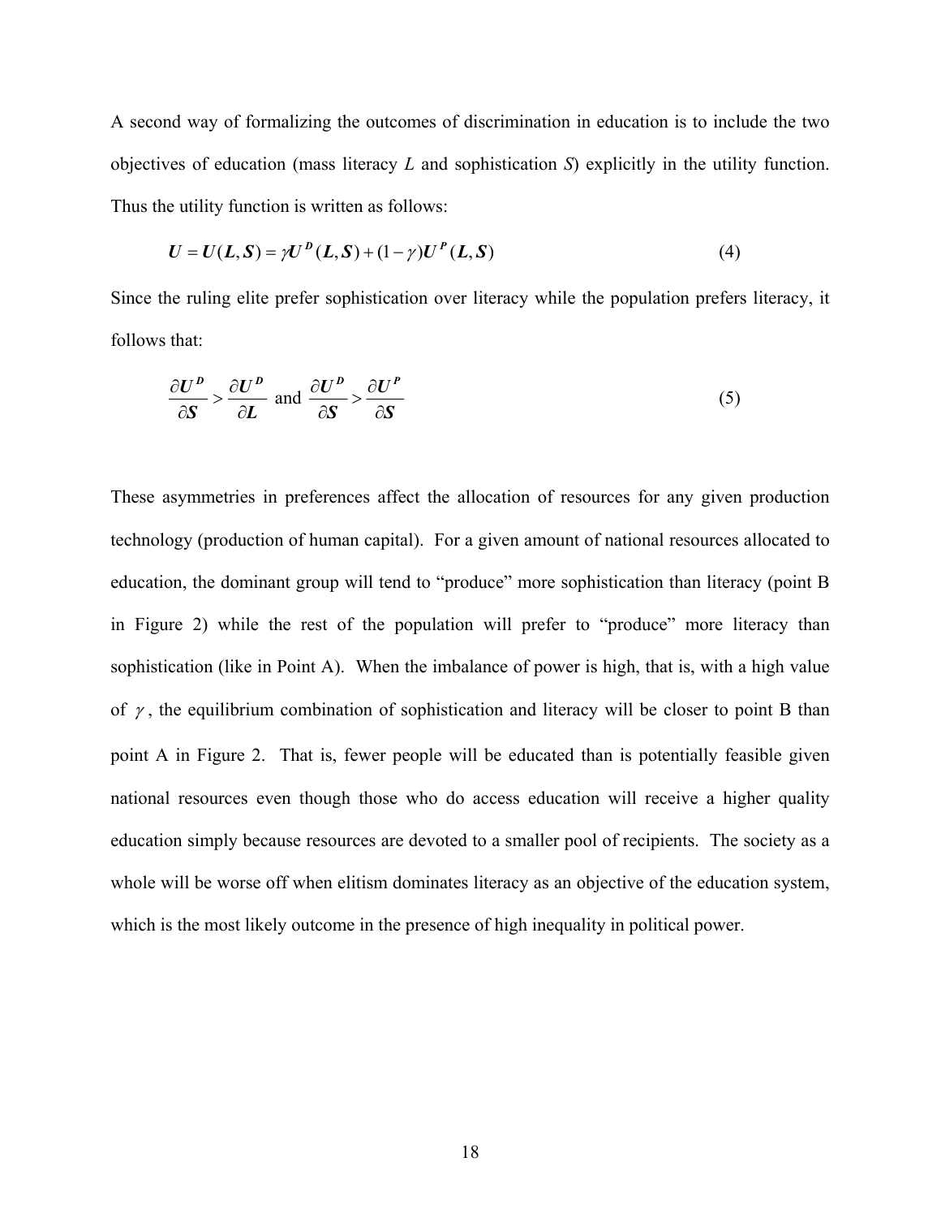A second way of formalizing the outcomes of discrimination in education is to include the two objectives of education (mass literacy $L$ and sophistication $S$) explicitly in the utility function. Thus the utility function is written as follows:

$$\boldsymbol{U} = \boldsymbol{U}(\boldsymbol{L}, \boldsymbol{S}) = \gamma \boldsymbol{U}^{\boldsymbol{D}}(\boldsymbol{L}, \boldsymbol{S}) + (1-\gamma)\boldsymbol{U}^{\boldsymbol{P}}(\boldsymbol{L}, \boldsymbol{S}) \tag{4}$$

Since the ruling elite prefer sophistication over literacy while the population prefers literacy, it follows that:

$$\frac{\partial \boldsymbol{U}^{\boldsymbol{D}}}{\partial \boldsymbol{S}} > \frac{\partial \boldsymbol{U}^{\boldsymbol{D}}}{\partial \boldsymbol{L}} \text{ and } \frac{\partial \boldsymbol{U}^{\boldsymbol{D}}}{\partial \boldsymbol{S}} > \frac{\partial \boldsymbol{U}^{\boldsymbol{P}}}{\partial \boldsymbol{S}} \tag{5}$$

These asymmetries in preferences affect the allocation of resources for any given production technology (production of human capital). For a given amount of national resources allocated to education, the dominant group will tend to "produce" more sophistication than literacy (point B in Figure 2) while the rest of the population will prefer to "produce" more literacy than sophistication (like in Point A). When the imbalance of power is high, that is, with a high value of $\gamma$, the equilibrium combination of sophistication and literacy will be closer to point B than point A in Figure 2. That is, fewer people will be educated than is potentially feasible given national resources even though those who do access education will receive a higher quality education simply because resources are devoted to a smaller pool of recipients. The society as a whole will be worse off when elitism dominates literacy as an objective of the education system, which is the most likely outcome in the presence of high inequality in political power.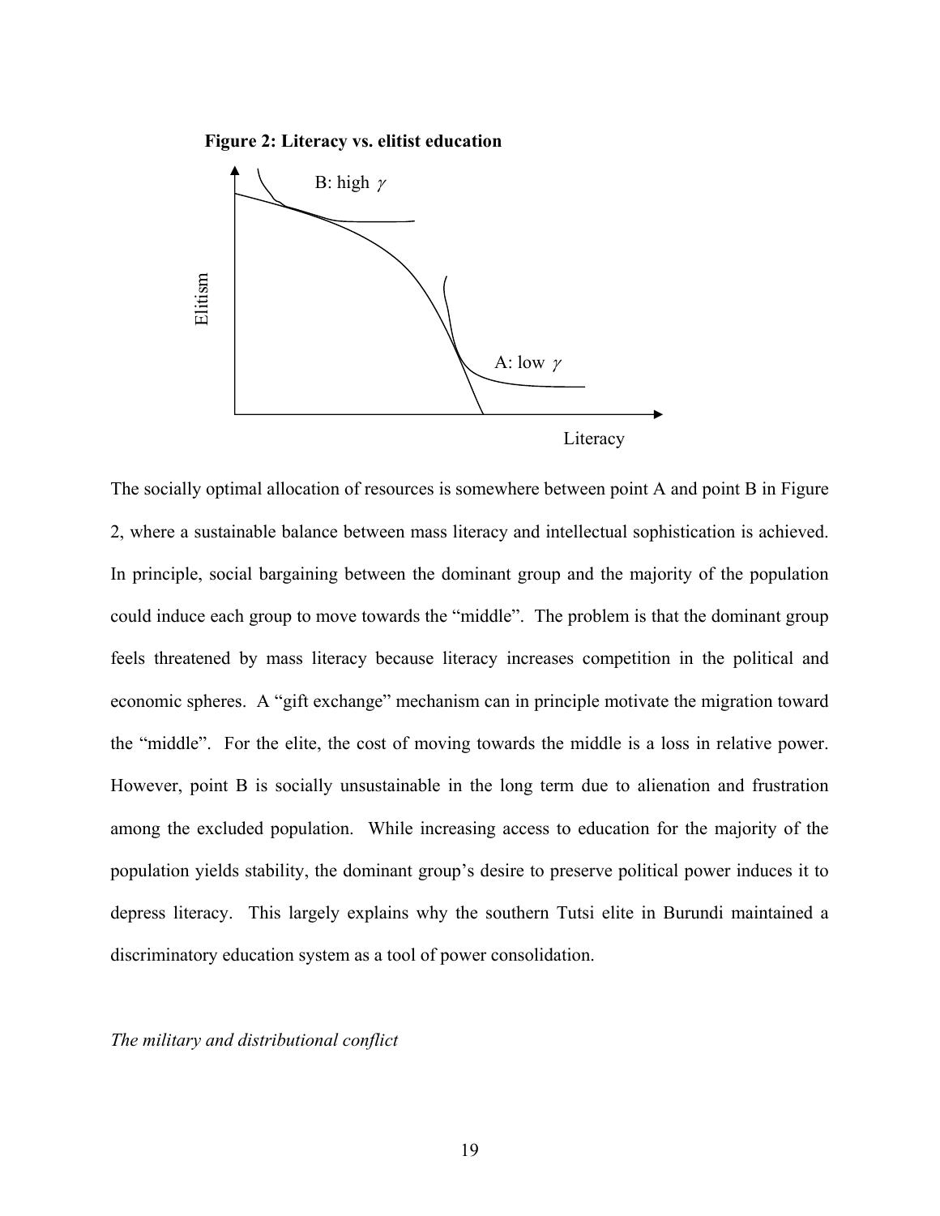**Figure 2: Literacy vs. elitist education**

The socially optimal allocation of resources is somewhere between point A and point B in Figure 2, where a sustainable balance between mass literacy and intellectual sophistication is achieved. In principle, social bargaining between the dominant group and the majority of the population could induce each group to move towards the "middle". The problem is that the dominant group feels threatened by mass literacy because literacy increases competition in the political and economic spheres. A "gift exchange" mechanism can in principle motivate the migration toward the "middle". For the elite, the cost of moving towards the middle is a loss in relative power. However, point B is socially unsustainable in the long term due to alienation and frustration among the excluded population. While increasing access to education for the majority of the population yields stability, the dominant group's desire to preserve political power induces it to depress literacy. This largely explains why the southern Tutsi elite in Burundi maintained a discriminatory education system as a tool of power consolidation.

*The military and distributional conflict*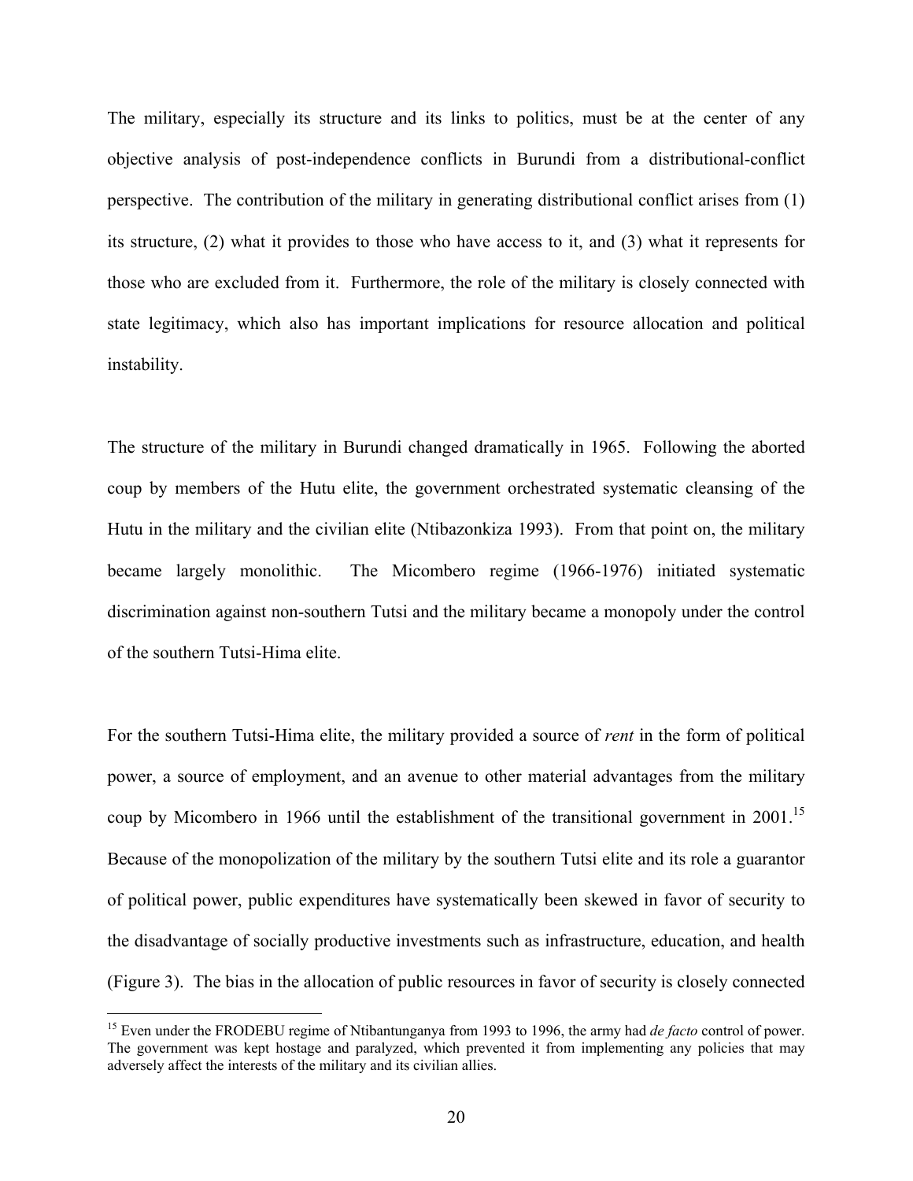The military, especially its structure and its links to politics, must be at the center of any objective analysis of post-independence conflicts in Burundi from a distributional-conflict perspective. The contribution of the military in generating distributional conflict arises from (1) its structure, (2) what it provides to those who have access to it, and (3) what it represents for those who are excluded from it. Furthermore, the role of the military is closely connected with state legitimacy, which also has important implications for resource allocation and political instability.

The structure of the military in Burundi changed dramatically in 1965. Following the aborted coup by members of the Hutu elite, the government orchestrated systematic cleansing of the Hutu in the military and the civilian elite (Ntibazonkiza 1993). From that point on, the military became largely monolithic. The Micombero regime (1966-1976) initiated systematic discrimination against non-southern Tutsi and the military became a monopoly under the control of the southern Tutsi-Hima elite.

For the southern Tutsi-Hima elite, the military provided a source of *rent* in the form of political power, a source of employment, and an avenue to other material advantages from the military coup by Micombero in 1966 until the establishment of the transitional government in 2001.[15] Because of the monopolization of the military by the southern Tutsi elite and its role a guarantor of political power, public expenditures have systematically been skewed in favor of security to the disadvantage of socially productive investments such as infrastructure, education, and health (Figure 3). The bias in the allocation of public resources in favor of security is closely connected

[15] Even under the FRODEBU regime of Ntibantunganya from 1993 to 1996, the army had *de facto* control of power. The government was kept hostage and paralyzed, which prevented it from implementing any policies that may adversely affect the interests of the military and its civilian allies.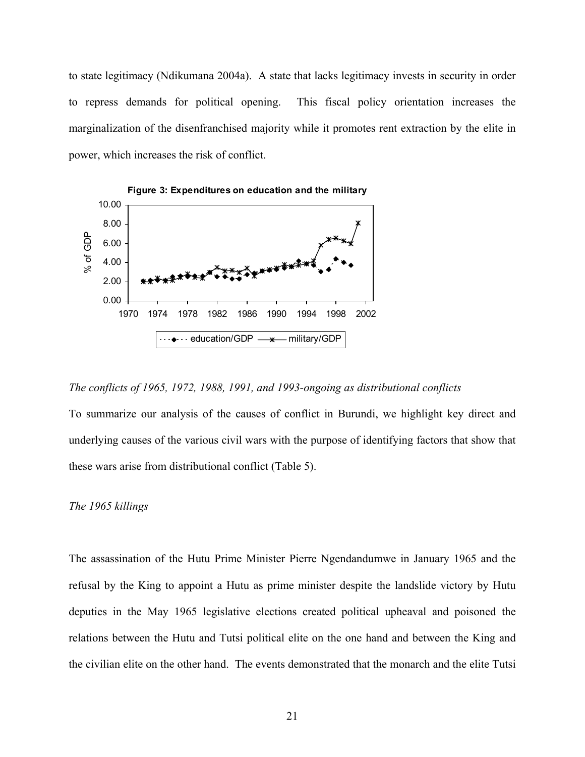to state legitimacy (Ndikumana 2004a). A state that lacks legitimacy invests in security in order to repress demands for political opening. This fiscal policy orientation increases the marginalization of the disenfranchised majority while it promotes rent extraction by the elite in power, which increases the risk of conflict.

**Figure 3: Expenditures on education and the military**

*The conflicts of 1965, 1972, 1988, 1991, and 1993-ongoing as distributional conflicts*

To summarize our analysis of the causes of conflict in Burundi, we highlight key direct and underlying causes of the various civil wars with the purpose of identifying factors that show that these wars arise from distributional conflict (Table 5).

*The 1965 killings*

The assassination of the Hutu Prime Minister Pierre Ngendandumwe in January 1965 and the refusal by the King to appoint a Hutu as prime minister despite the landslide victory by Hutu deputies in the May 1965 legislative elections created political upheaval and poisoned the relations between the Hutu and Tutsi political elite on the one hand and between the King and the civilian elite on the other hand. The events demonstrated that the monarch and the elite Tutsi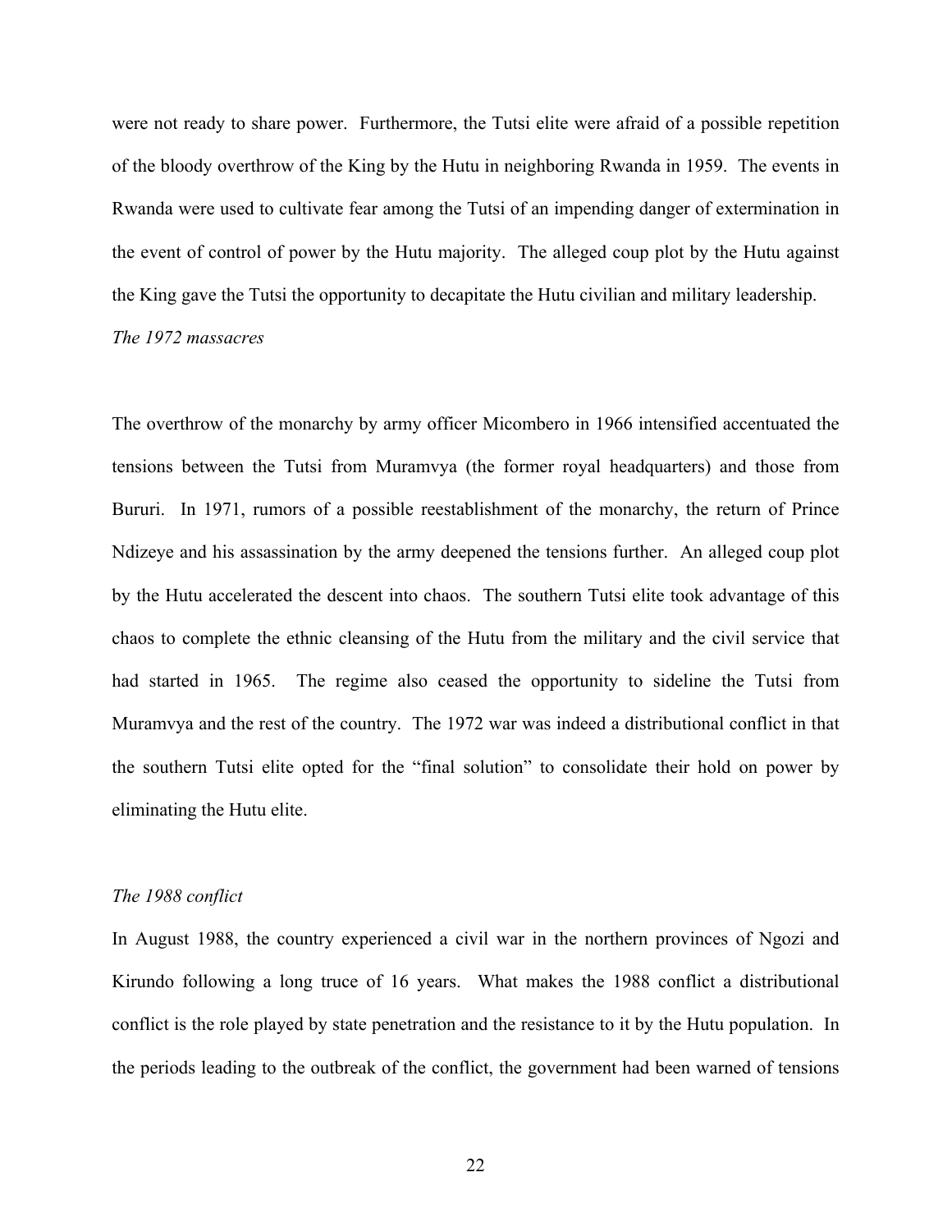were not ready to share power. Furthermore, the Tutsi elite were afraid of a possible repetition of the bloody overthrow of the King by the Hutu in neighboring Rwanda in 1959. The events in Rwanda were used to cultivate fear among the Tutsi of an impending danger of extermination in the event of control of power by the Hutu majority. The alleged coup plot by the Hutu against the King gave the Tutsi the opportunity to decapitate the Hutu civilian and military leadership.

*The 1972 massacres*

The overthrow of the monarchy by army officer Micombero in 1966 intensified accentuated the tensions between the Tutsi from Muramvya (the former royal headquarters) and those from Bururi. In 1971, rumors of a possible reestablishment of the monarchy, the return of Prince Ndizeye and his assassination by the army deepened the tensions further. An alleged coup plot by the Hutu accelerated the descent into chaos. The southern Tutsi elite took advantage of this chaos to complete the ethnic cleansing of the Hutu from the military and the civil service that had started in 1965. The regime also ceased the opportunity to sideline the Tutsi from Muramvya and the rest of the country. The 1972 war was indeed a distributional conflict in that the southern Tutsi elite opted for the "final solution" to consolidate their hold on power by eliminating the Hutu elite.

*The 1988 conflict*

In August 1988, the country experienced a civil war in the northern provinces of Ngozi and Kirundo following a long truce of 16 years. What makes the 1988 conflict a distributional conflict is the role played by state penetration and the resistance to it by the Hutu population. In the periods leading to the outbreak of the conflict, the government had been warned of tensions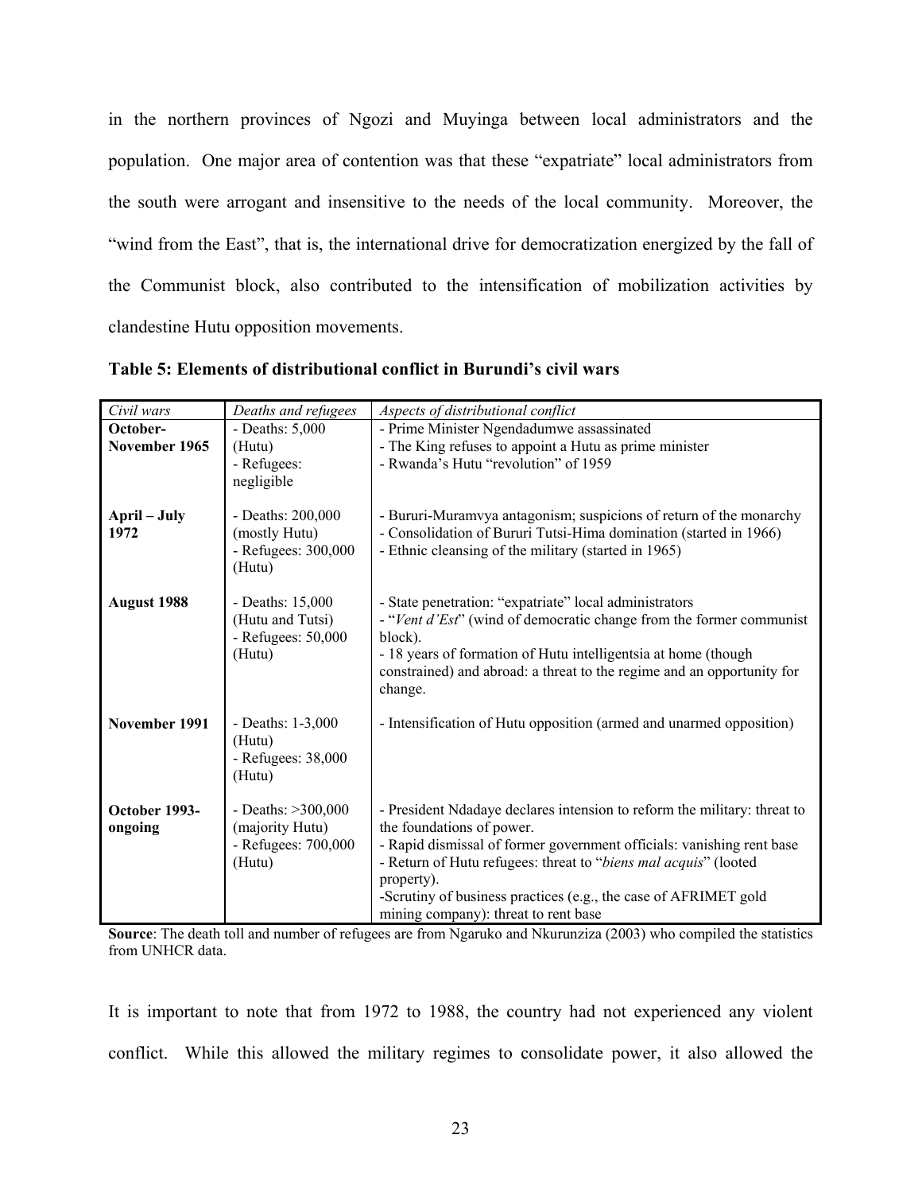in the northern provinces of Ngozi and Muyinga between local administrators and the population. One major area of contention was that these "expatriate" local administrators from the south were arrogant and insensitive to the needs of the local community. Moreover, the "wind from the East", that is, the international drive for democratization energized by the fall of the Communist block, also contributed to the intensification of mobilization activities by clandestine Hutu opposition movements.

**Table 5: Elements of distributional conflict in Burundi's civil wars**

| *Civil wars* | *Deaths and refugees* | *Aspects of distributional conflict* |
|---|---|---|
| **October-November 1965** | - Deaths: 5,000 (Hutu)<br>- Refugees: negligible | - Prime Minister Ngendadumwe assassinated<br>- The King refuses to appoint a Hutu as prime minister<br>- Rwanda's Hutu "revolution" of 1959 |
| **April – July 1972** | - Deaths: 200,000 (mostly Hutu)<br>- Refugees: 300,000 (Hutu) | - Bururi-Muramvya antagonism; suspicions of return of the monarchy<br>- Consolidation of Bururi Tutsi-Hima domination (started in 1966)<br>- Ethnic cleansing of the military (started in 1965) |
| **August 1988** | - Deaths: 15,000 (Hutu and Tutsi)<br>- Refugees: 50,000 (Hutu) | - State penetration: "expatriate" local administrators<br>- "*Vent d'Est*" (wind of democratic change from the former communist block).<br>- 18 years of formation of Hutu intelligentsia at home (though constrained) and abroad: a threat to the regime and an opportunity for change. |
| **November 1991** | - Deaths: 1-3,000 (Hutu)<br>- Refugees: 38,000 (Hutu) | - Intensification of Hutu opposition (armed and unarmed opposition) |
| **October 1993-ongoing** | - Deaths: >300,000 (majority Hutu)<br>- Refugees: 700,000 (Hutu) | - President Ndadaye declares intension to reform the military: threat to the foundations of power.<br>- Rapid dismissal of former government officials: vanishing rent base<br>- Return of Hutu refugees: threat to "*biens mal acquis*" (looted property).<br>-Scrutiny of business practices (e.g., the case of AFRIMET gold mining company): threat to rent base |

**Source**: The death toll and number of refugees are from Ngaruko and Nkurunziza (2003) who compiled the statistics from UNHCR data.

It is important to note that from 1972 to 1988, the country had not experienced any violent conflict. While this allowed the military regimes to consolidate power, it also allowed the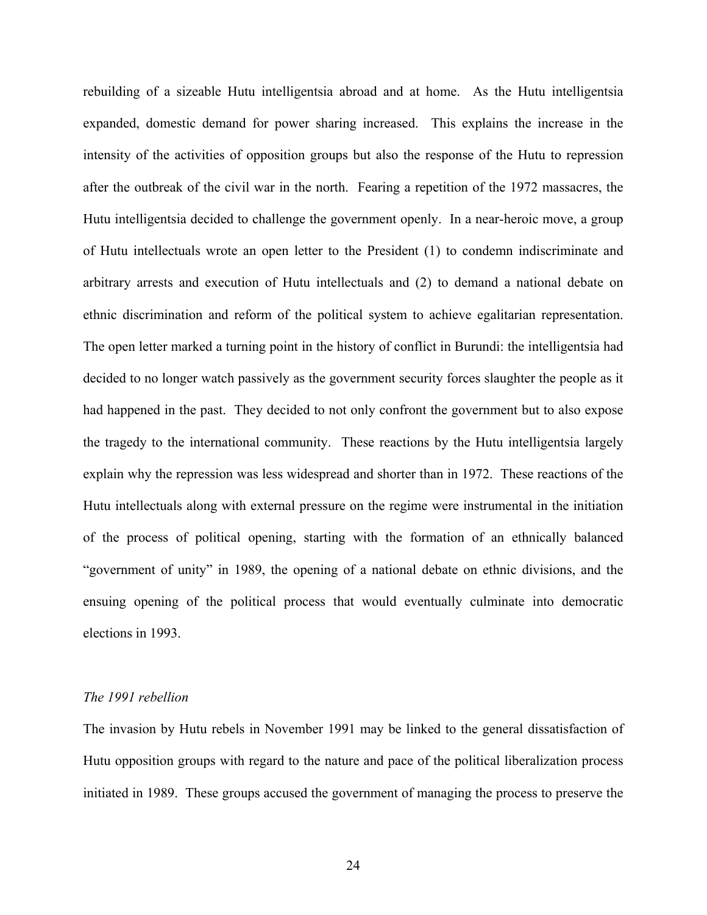rebuilding of a sizeable Hutu intelligentsia abroad and at home. As the Hutu intelligentsia expanded, domestic demand for power sharing increased. This explains the increase in the intensity of the activities of opposition groups but also the response of the Hutu to repression after the outbreak of the civil war in the north. Fearing a repetition of the 1972 massacres, the Hutu intelligentsia decided to challenge the government openly. In a near-heroic move, a group of Hutu intellectuals wrote an open letter to the President (1) to condemn indiscriminate and arbitrary arrests and execution of Hutu intellectuals and (2) to demand a national debate on ethnic discrimination and reform of the political system to achieve egalitarian representation. The open letter marked a turning point in the history of conflict in Burundi: the intelligentsia had decided to no longer watch passively as the government security forces slaughter the people as it had happened in the past. They decided to not only confront the government but to also expose the tragedy to the international community. These reactions by the Hutu intelligentsia largely explain why the repression was less widespread and shorter than in 1972. These reactions of the Hutu intellectuals along with external pressure on the regime were instrumental in the initiation of the process of political opening, starting with the formation of an ethnically balanced "government of unity" in 1989, the opening of a national debate on ethnic divisions, and the ensuing opening of the political process that would eventually culminate into democratic elections in 1993.

*The 1991 rebellion*

The invasion by Hutu rebels in November 1991 may be linked to the general dissatisfaction of Hutu opposition groups with regard to the nature and pace of the political liberalization process initiated in 1989. These groups accused the government of managing the process to preserve the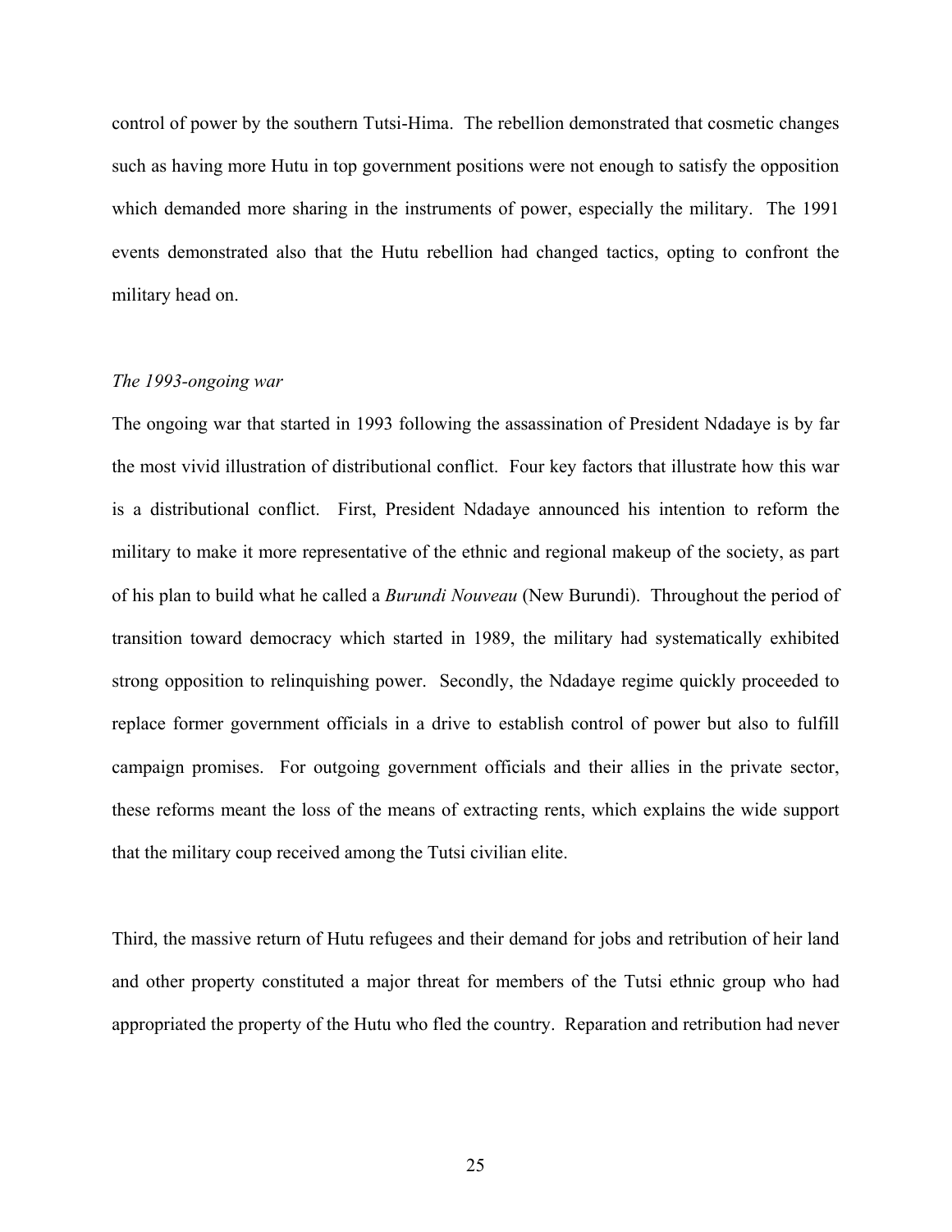control of power by the southern Tutsi-Hima. The rebellion demonstrated that cosmetic changes such as having more Hutu in top government positions were not enough to satisfy the opposition which demanded more sharing in the instruments of power, especially the military. The 1991 events demonstrated also that the Hutu rebellion had changed tactics, opting to confront the military head on.

*The 1993-ongoing war*

The ongoing war that started in 1993 following the assassination of President Ndadaye is by far the most vivid illustration of distributional conflict. Four key factors that illustrate how this war is a distributional conflict. First, President Ndadaye announced his intention to reform the military to make it more representative of the ethnic and regional makeup of the society, as part of his plan to build what he called a *Burundi Nouveau* (New Burundi). Throughout the period of transition toward democracy which started in 1989, the military had systematically exhibited strong opposition to relinquishing power. Secondly, the Ndadaye regime quickly proceeded to replace former government officials in a drive to establish control of power but also to fulfill campaign promises. For outgoing government officials and their allies in the private sector, these reforms meant the loss of the means of extracting rents, which explains the wide support that the military coup received among the Tutsi civilian elite.

Third, the massive return of Hutu refugees and their demand for jobs and retribution of heir land and other property constituted a major threat for members of the Tutsi ethnic group who had appropriated the property of the Hutu who fled the country. Reparation and retribution had never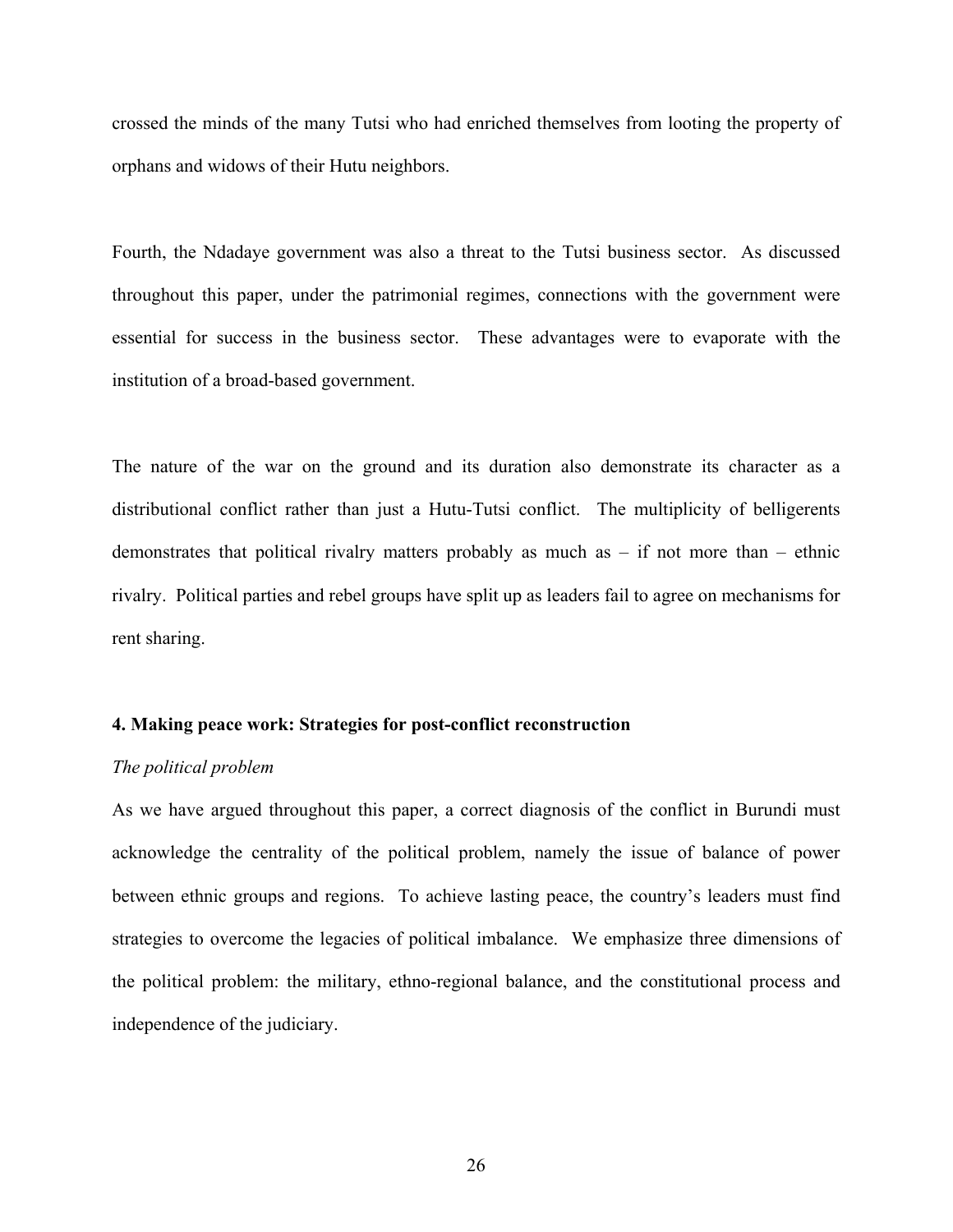crossed the minds of the many Tutsi who had enriched themselves from looting the property of orphans and widows of their Hutu neighbors.

Fourth, the Ndadaye government was also a threat to the Tutsi business sector. As discussed throughout this paper, under the patrimonial regimes, connections with the government were essential for success in the business sector. These advantages were to evaporate with the institution of a broad-based government.

The nature of the war on the ground and its duration also demonstrate its character as a distributional conflict rather than just a Hutu-Tutsi conflict. The multiplicity of belligerents demonstrates that political rivalry matters probably as much as – if not more than – ethnic rivalry. Political parties and rebel groups have split up as leaders fail to agree on mechanisms for rent sharing.

## 4. Making peace work: Strategies for post-conflict reconstruction

*The political problem*

As we have argued throughout this paper, a correct diagnosis of the conflict in Burundi must acknowledge the centrality of the political problem, namely the issue of balance of power between ethnic groups and regions. To achieve lasting peace, the country's leaders must find strategies to overcome the legacies of political imbalance. We emphasize three dimensions of the political problem: the military, ethno-regional balance, and the constitutional process and independence of the judiciary.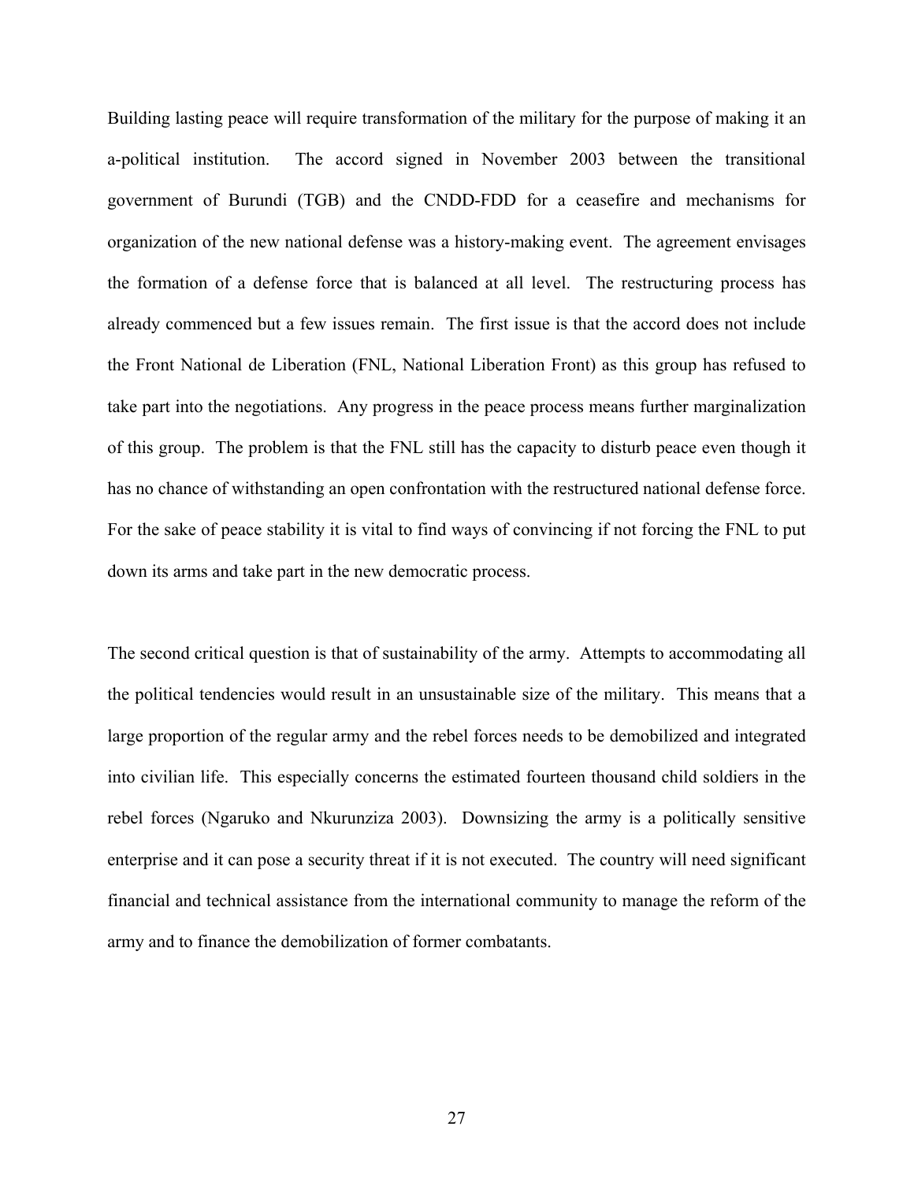Building lasting peace will require transformation of the military for the purpose of making it an a-political institution. The accord signed in November 2003 between the transitional government of Burundi (TGB) and the CNDD-FDD for a ceasefire and mechanisms for organization of the new national defense was a history-making event. The agreement envisages the formation of a defense force that is balanced at all level. The restructuring process has already commenced but a few issues remain. The first issue is that the accord does not include the Front National de Liberation (FNL, National Liberation Front) as this group has refused to take part into the negotiations. Any progress in the peace process means further marginalization of this group. The problem is that the FNL still has the capacity to disturb peace even though it has no chance of withstanding an open confrontation with the restructured national defense force. For the sake of peace stability it is vital to find ways of convincing if not forcing the FNL to put down its arms and take part in the new democratic process.

The second critical question is that of sustainability of the army. Attempts to accommodating all the political tendencies would result in an unsustainable size of the military. This means that a large proportion of the regular army and the rebel forces needs to be demobilized and integrated into civilian life. This especially concerns the estimated fourteen thousand child soldiers in the rebel forces (Ngaruko and Nkurunziza 2003). Downsizing the army is a politically sensitive enterprise and it can pose a security threat if it is not executed. The country will need significant financial and technical assistance from the international community to manage the reform of the army and to finance the demobilization of former combatants.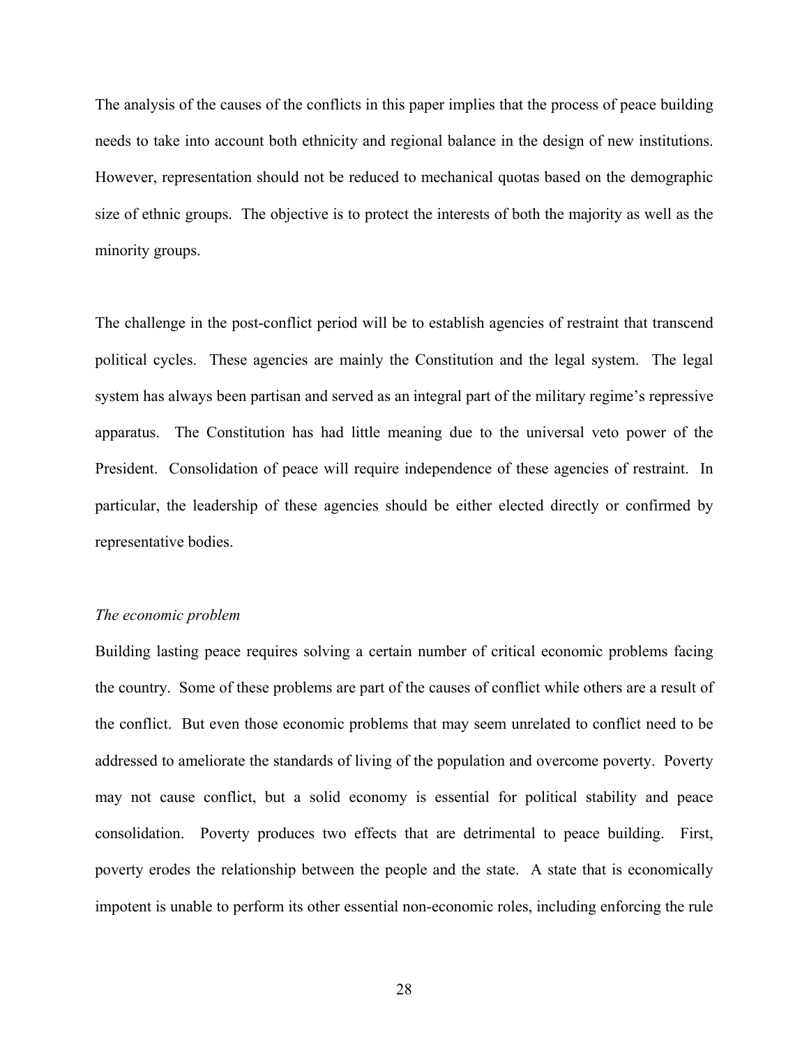The analysis of the causes of the conflicts in this paper implies that the process of peace building needs to take into account both ethnicity and regional balance in the design of new institutions. However, representation should not be reduced to mechanical quotas based on the demographic size of ethnic groups. The objective is to protect the interests of both the majority as well as the minority groups.

The challenge in the post-conflict period will be to establish agencies of restraint that transcend political cycles. These agencies are mainly the Constitution and the legal system. The legal system has always been partisan and served as an integral part of the military regime's repressive apparatus. The Constitution has had little meaning due to the universal veto power of the President. Consolidation of peace will require independence of these agencies of restraint. In particular, the leadership of these agencies should be either elected directly or confirmed by representative bodies.

*The economic problem*

Building lasting peace requires solving a certain number of critical economic problems facing the country. Some of these problems are part of the causes of conflict while others are a result of the conflict. But even those economic problems that may seem unrelated to conflict need to be addressed to ameliorate the standards of living of the population and overcome poverty. Poverty may not cause conflict, but a solid economy is essential for political stability and peace consolidation. Poverty produces two effects that are detrimental to peace building. First, poverty erodes the relationship between the people and the state. A state that is economically impotent is unable to perform its other essential non-economic roles, including enforcing the rule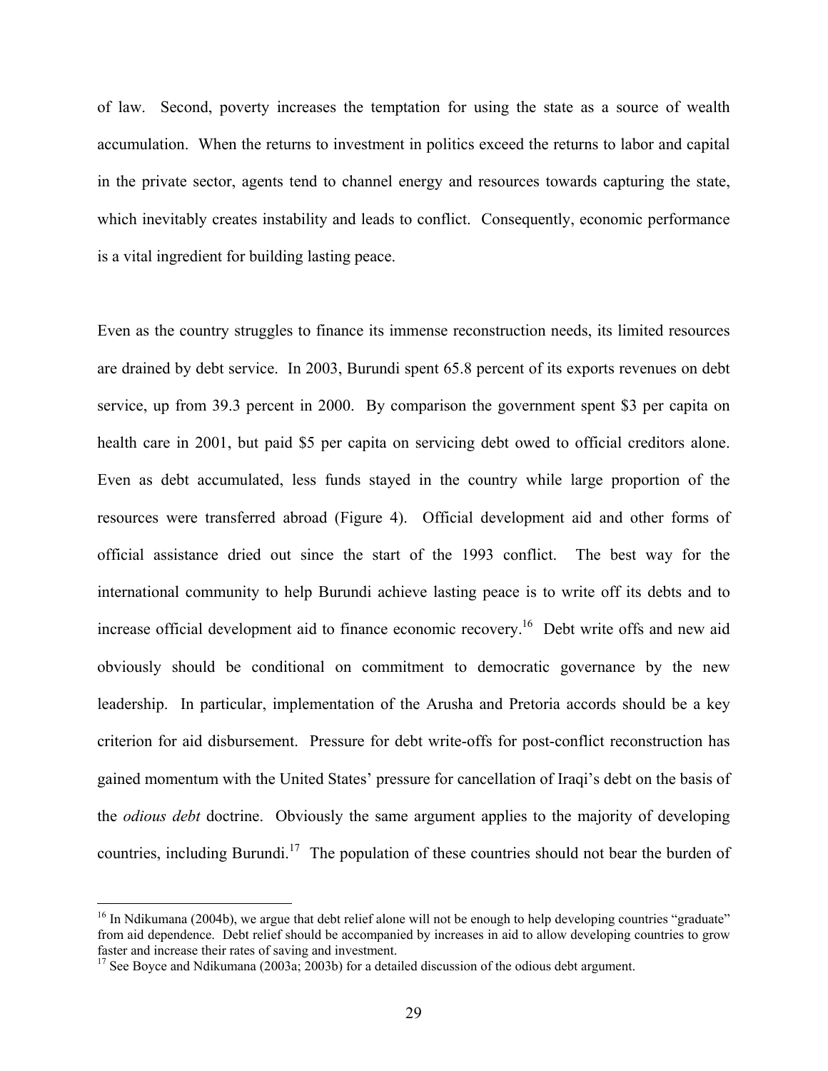of law. Second, poverty increases the temptation for using the state as a source of wealth accumulation. When the returns to investment in politics exceed the returns to labor and capital in the private sector, agents tend to channel energy and resources towards capturing the state, which inevitably creates instability and leads to conflict. Consequently, economic performance is a vital ingredient for building lasting peace.

Even as the country struggles to finance its immense reconstruction needs, its limited resources are drained by debt service. In 2003, Burundi spent 65.8 percent of its exports revenues on debt service, up from 39.3 percent in 2000. By comparison the government spent \$3 per capita on health care in 2001, but paid \$5 per capita on servicing debt owed to official creditors alone. Even as debt accumulated, less funds stayed in the country while large proportion of the resources were transferred abroad (Figure 4). Official development aid and other forms of official assistance dried out since the start of the 1993 conflict. The best way for the international community to help Burundi achieve lasting peace is to write off its debts and to increase official development aid to finance economic recovery.[16] Debt write offs and new aid obviously should be conditional on commitment to democratic governance by the new leadership. In particular, implementation of the Arusha and Pretoria accords should be a key criterion for aid disbursement. Pressure for debt write-offs for post-conflict reconstruction has gained momentum with the United States' pressure for cancellation of Iraqi's debt on the basis of the *odious debt* doctrine. Obviously the same argument applies to the majority of developing countries, including Burundi.[17] The population of these countries should not bear the burden of

---

[16] In Ndikumana (2004b), we argue that debt relief alone will not be enough to help developing countries "graduate" from aid dependence. Debt relief should be accompanied by increases in aid to allow developing countries to grow faster and increase their rates of saving and investment.

[17] See Boyce and Ndikumana (2003a; 2003b) for a detailed discussion of the odious debt argument.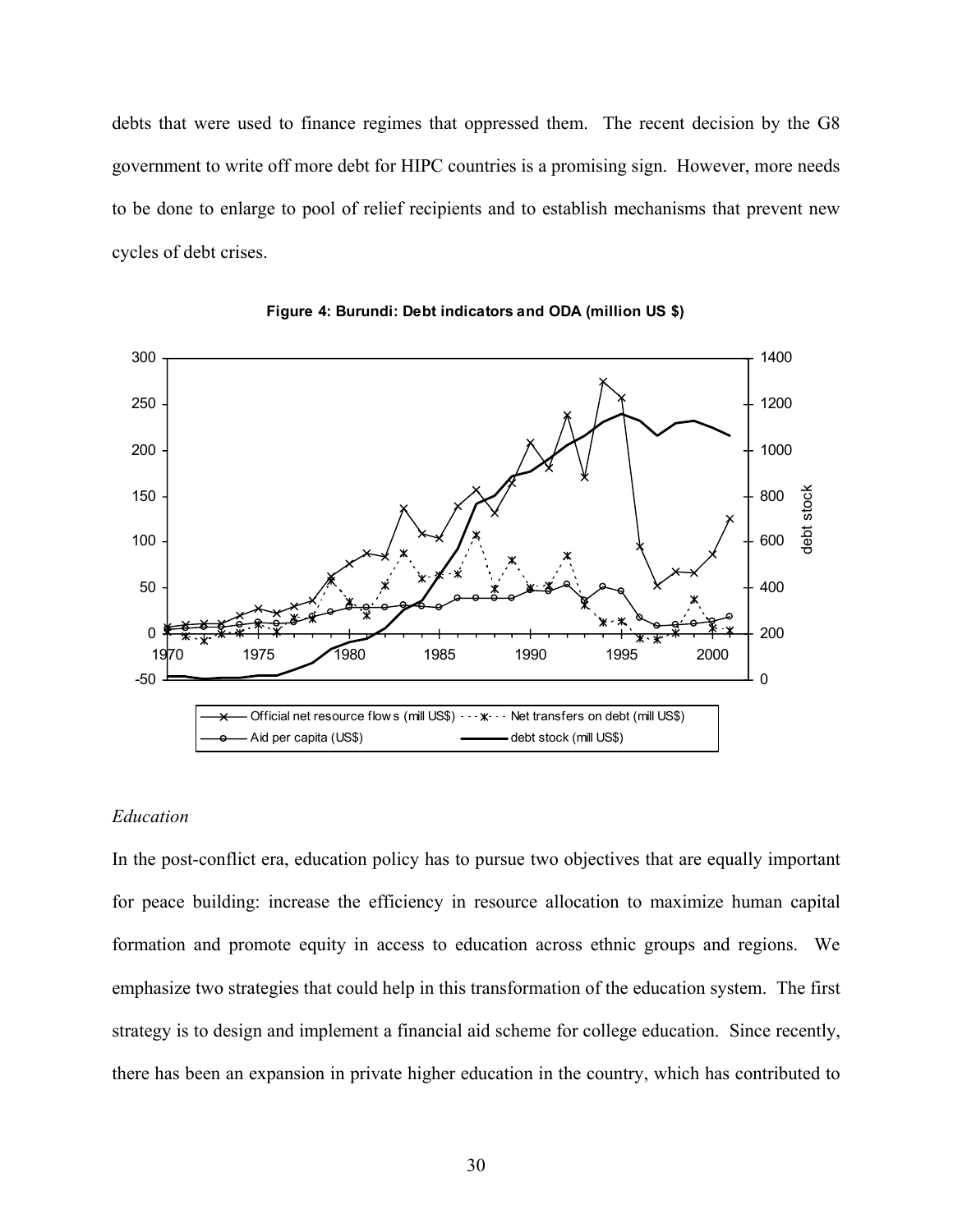debts that were used to finance regimes that oppressed them. The recent decision by the G8 government to write off more debt for HIPC countries is a promising sign. However, more needs to be done to enlarge to pool of relief recipients and to establish mechanisms that prevent new cycles of debt crises.

**Figure 4: Burundi: Debt indicators and ODA (million US $)**

### *Education*

In the post-conflict era, education policy has to pursue two objectives that are equally important for peace building: increase the efficiency in resource allocation to maximize human capital formation and promote equity in access to education across ethnic groups and regions. We emphasize two strategies that could help in this transformation of the education system. The first strategy is to design and implement a financial aid scheme for college education. Since recently, there has been an expansion in private higher education in the country, which has contributed to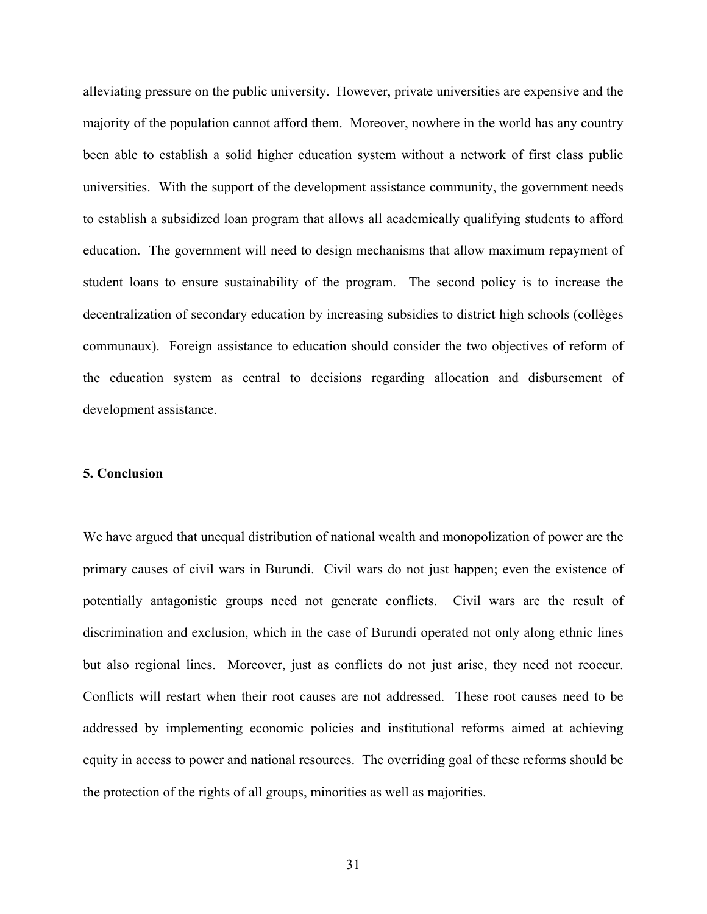alleviating pressure on the public university. However, private universities are expensive and the majority of the population cannot afford them. Moreover, nowhere in the world has any country been able to establish a solid higher education system without a network of first class public universities. With the support of the development assistance community, the government needs to establish a subsidized loan program that allows all academically qualifying students to afford education. The government will need to design mechanisms that allow maximum repayment of student loans to ensure sustainability of the program. The second policy is to increase the decentralization of secondary education by increasing subsidies to district high schools (collèges communaux). Foreign assistance to education should consider the two objectives of reform of the education system as central to decisions regarding allocation and disbursement of development assistance.

## 5. Conclusion

We have argued that unequal distribution of national wealth and monopolization of power are the primary causes of civil wars in Burundi. Civil wars do not just happen; even the existence of potentially antagonistic groups need not generate conflicts. Civil wars are the result of discrimination and exclusion, which in the case of Burundi operated not only along ethnic lines but also regional lines. Moreover, just as conflicts do not just arise, they need not reoccur. Conflicts will restart when their root causes are not addressed. These root causes need to be addressed by implementing economic policies and institutional reforms aimed at achieving equity in access to power and national resources. The overriding goal of these reforms should be the protection of the rights of all groups, minorities as well as majorities.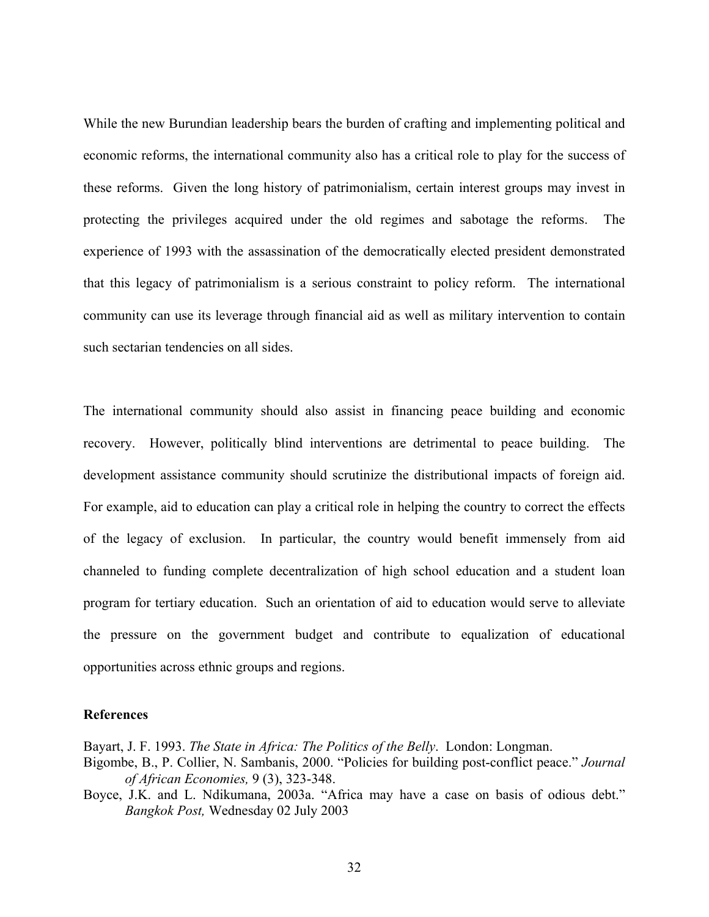While the new Burundian leadership bears the burden of crafting and implementing political and economic reforms, the international community also has a critical role to play for the success of these reforms. Given the long history of patrimonialism, certain interest groups may invest in protecting the privileges acquired under the old regimes and sabotage the reforms. The experience of 1993 with the assassination of the democratically elected president demonstrated that this legacy of patrimonialism is a serious constraint to policy reform. The international community can use its leverage through financial aid as well as military intervention to contain such sectarian tendencies on all sides.

The international community should also assist in financing peace building and economic recovery. However, politically blind interventions are detrimental to peace building. The development assistance community should scrutinize the distributional impacts of foreign aid. For example, aid to education can play a critical role in helping the country to correct the effects of the legacy of exclusion. In particular, the country would benefit immensely from aid channeled to funding complete decentralization of high school education and a student loan program for tertiary education. Such an orientation of aid to education would serve to alleviate the pressure on the government budget and contribute to equalization of educational opportunities across ethnic groups and regions.

**References**

Bayart, J. F. 1993. *The State in Africa: The Politics of the Belly*. London: Longman.

Bigombe, B., P. Collier, N. Sambanis, 2000. "Policies for building post-conflict peace." *Journal of African Economies,* 9 (3), 323-348.

Boyce, J.K. and L. Ndikumana, 2003a. "Africa may have a case on basis of odious debt." *Bangkok Post,* Wednesday 02 July 2003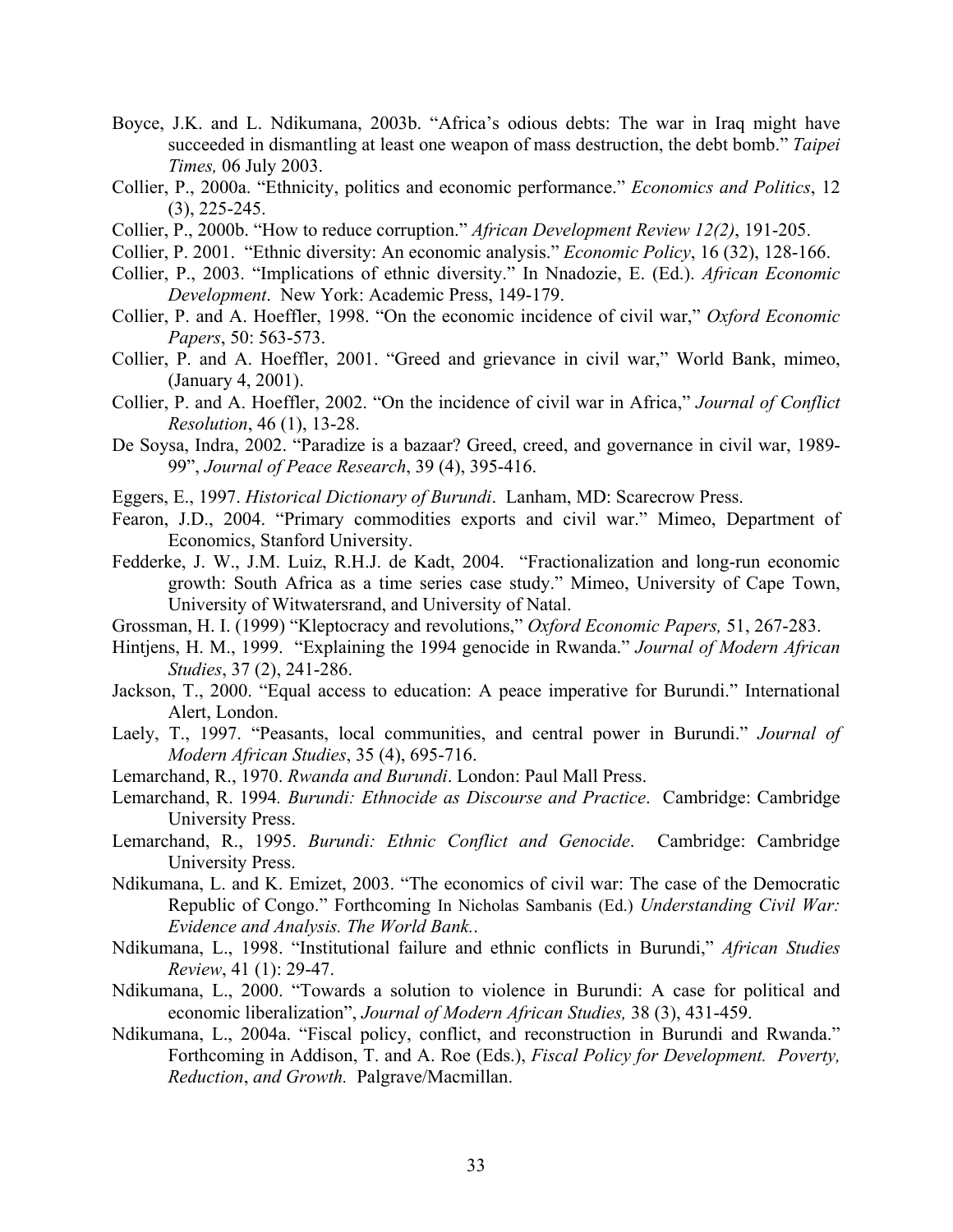Boyce, J.K. and L. Ndikumana, 2003b. "Africa's odious debts: The war in Iraq might have succeeded in dismantling at least one weapon of mass destruction, the debt bomb." *Taipei Times,* 06 July 2003.

Collier, P., 2000a. "Ethnicity, politics and economic performance." *Economics and Politics*, 12 (3), 225-245.

Collier, P., 2000b. "How to reduce corruption." *African Development Review 12(2)*, 191-205.

Collier, P. 2001. "Ethnic diversity: An economic analysis." *Economic Policy*, 16 (32), 128-166.

Collier, P., 2003. "Implications of ethnic diversity." In Nnadozie, E. (Ed.). *African Economic Development*. New York: Academic Press, 149-179.

Collier, P. and A. Hoeffler, 1998. "On the economic incidence of civil war," *Oxford Economic Papers*, 50: 563-573.

Collier, P. and A. Hoeffler, 2001. "Greed and grievance in civil war," World Bank, mimeo, (January 4, 2001).

Collier, P. and A. Hoeffler, 2002. "On the incidence of civil war in Africa," *Journal of Conflict Resolution*, 46 (1), 13-28.

De Soysa, Indra, 2002. "Paradize is a bazaar? Greed, creed, and governance in civil war, 1989-99", *Journal of Peace Research*, 39 (4), 395-416.

Eggers, E., 1997. *Historical Dictionary of Burundi*. Lanham, MD: Scarecrow Press.

Fearon, J.D., 2004. "Primary commodities exports and civil war." Mimeo, Department of Economics, Stanford University.

Fedderke, J. W., J.M. Luiz, R.H.J. de Kadt, 2004. "Fractionalization and long-run economic growth: South Africa as a time series case study." Mimeo, University of Cape Town, University of Witwatersrand, and University of Natal.

Grossman, H. I. (1999) "Kleptocracy and revolutions," *Oxford Economic Papers,* 51, 267-283.

Hintjens, H. M., 1999. "Explaining the 1994 genocide in Rwanda." *Journal of Modern African Studies*, 37 (2), 241-286.

Jackson, T., 2000. "Equal access to education: A peace imperative for Burundi." International Alert, London.

Laely, T., 1997. "Peasants, local communities, and central power in Burundi." *Journal of Modern African Studies*, 35 (4), 695-716.

Lemarchand, R., 1970. *Rwanda and Burundi*. London: Paul Mall Press.

Lemarchand, R. 1994. *Burundi: Ethnocide as Discourse and Practice*. Cambridge: Cambridge University Press.

Lemarchand, R., 1995. *Burundi: Ethnic Conflict and Genocide*. Cambridge: Cambridge University Press.

Ndikumana, L. and K. Emizet, 2003. "The economics of civil war: The case of the Democratic Republic of Congo." Forthcoming In Nicholas Sambanis (Ed.) *Understanding Civil War: Evidence and Analysis. The World Bank.*.

Ndikumana, L., 1998. "Institutional failure and ethnic conflicts in Burundi," *African Studies Review*, 41 (1): 29-47.

Ndikumana, L., 2000. "Towards a solution to violence in Burundi: A case for political and economic liberalization", *Journal of Modern African Studies,* 38 (3), 431-459.

Ndikumana, L., 2004a. "Fiscal policy, conflict, and reconstruction in Burundi and Rwanda." Forthcoming in Addison, T. and A. Roe (Eds.), *Fiscal Policy for Development. Poverty, Reduction*, *and Growth.* Palgrave/Macmillan.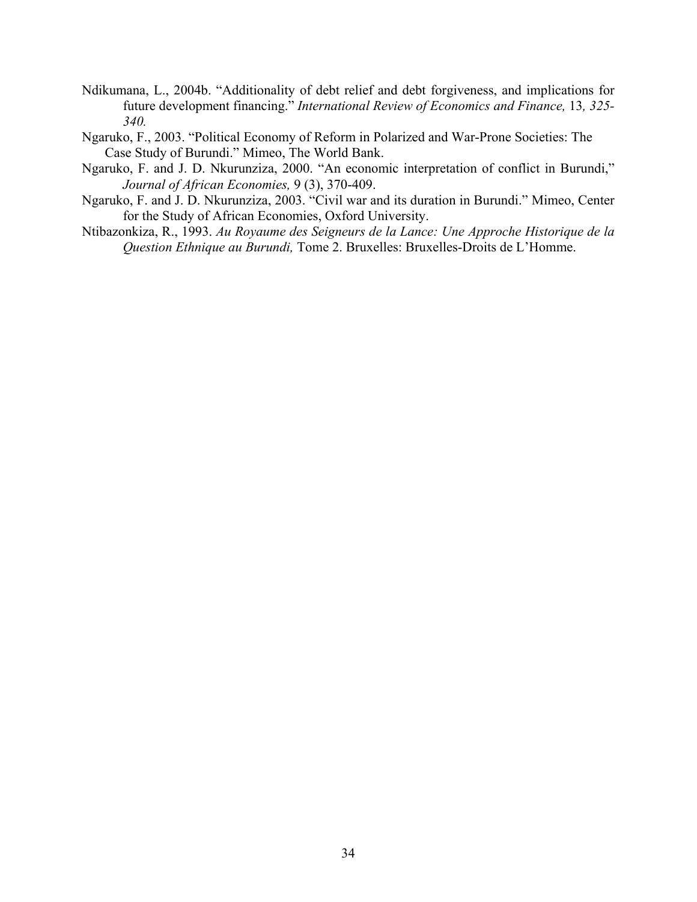Ndikumana, L., 2004b. "Additionality of debt relief and debt forgiveness, and implications for future development financing." *International Review of Economics and Finance,* 13*, 325-340.*

Ngaruko, F., 2003. "Political Economy of Reform in Polarized and War-Prone Societies: The Case Study of Burundi." Mimeo, The World Bank.

Ngaruko, F. and J. D. Nkurunziza, 2000. "An economic interpretation of conflict in Burundi," *Journal of African Economies,* 9 (3), 370-409.

Ngaruko, F. and J. D. Nkurunziza, 2003. "Civil war and its duration in Burundi." Mimeo, Center for the Study of African Economies, Oxford University.

Ntibazonkiza, R., 1993. *Au Royaume des Seigneurs de la Lance: Une Approche Historique de la Question Ethnique au Burundi,* Tome 2. Bruxelles: Bruxelles-Droits de L'Homme.